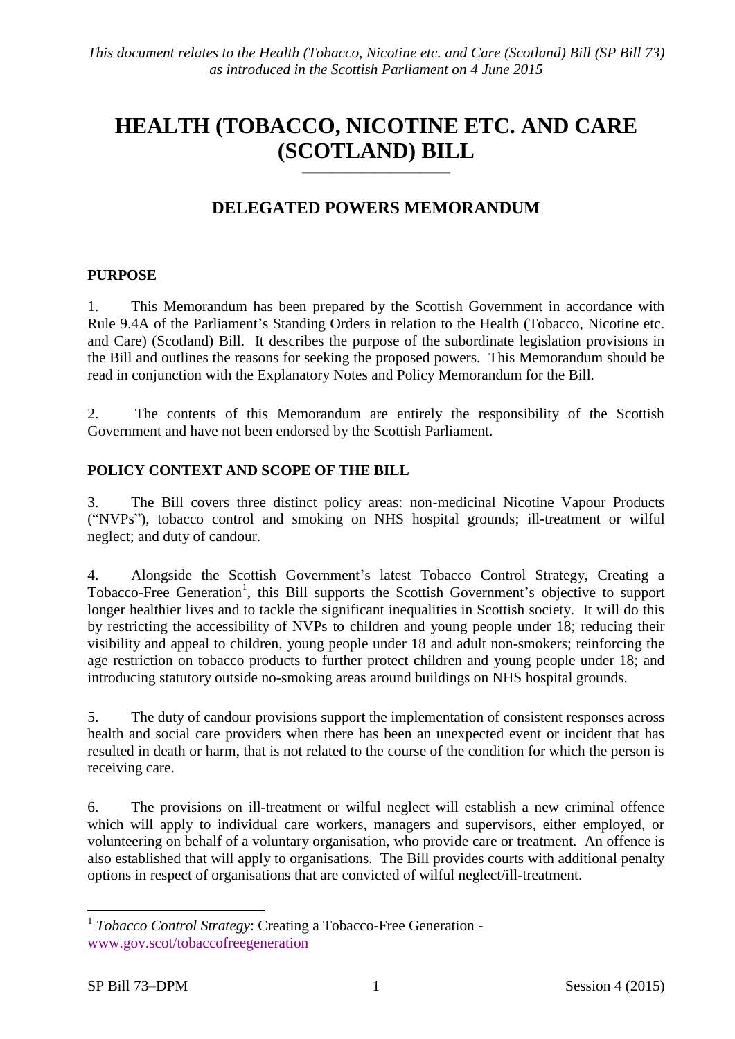*This document relates to the Health (Tobacco, Nicotine etc. and Care (Scotland) Bill (SP Bill 73) as introduced in the Scottish Parliament on 4 June 2015*

# HEALTH (TOBACCO, NICOTINE ETC. AND CARE (SCOTLAND) BILL

## DELEGATED POWERS MEMORANDUM

### PURPOSE

1. This Memorandum has been prepared by the Scottish Government in accordance with Rule 9.4A of the Parliament's Standing Orders in relation to the Health (Tobacco, Nicotine etc. and Care) (Scotland) Bill. It describes the purpose of the subordinate legislation provisions in the Bill and outlines the reasons for seeking the proposed powers. This Memorandum should be read in conjunction with the Explanatory Notes and Policy Memorandum for the Bill.

2. The contents of this Memorandum are entirely the responsibility of the Scottish Government and have not been endorsed by the Scottish Parliament.

### POLICY CONTEXT AND SCOPE OF THE BILL

3. The Bill covers three distinct policy areas: non-medicinal Nicotine Vapour Products ("NVPs"), tobacco control and smoking on NHS hospital grounds; ill-treatment or wilful neglect; and duty of candour.

4. Alongside the Scottish Government's latest Tobacco Control Strategy, Creating a Tobacco-Free Generation[1], this Bill supports the Scottish Government's objective to support longer healthier lives and to tackle the significant inequalities in Scottish society. It will do this by restricting the accessibility of NVPs to children and young people under 18; reducing their visibility and appeal to children, young people under 18 and adult non-smokers; reinforcing the age restriction on tobacco products to further protect children and young people under 18; and introducing statutory outside no-smoking areas around buildings on NHS hospital grounds.

5. The duty of candour provisions support the implementation of consistent responses across health and social care providers when there has been an unexpected event or incident that has resulted in death or harm, that is not related to the course of the condition for which the person is receiving care.

6. The provisions on ill-treatment or wilful neglect will establish a new criminal offence which will apply to individual care workers, managers and supervisors, either employed, or volunteering on behalf of a voluntary organisation, who provide care or treatment. An offence is also established that will apply to organisations. The Bill provides courts with additional penalty options in respect of organisations that are convicted of wilful neglect/ill-treatment.

[1] *Tobacco Control Strategy*: Creating a Tobacco-Free Generation - www.gov.scot/tobaccofreegeneration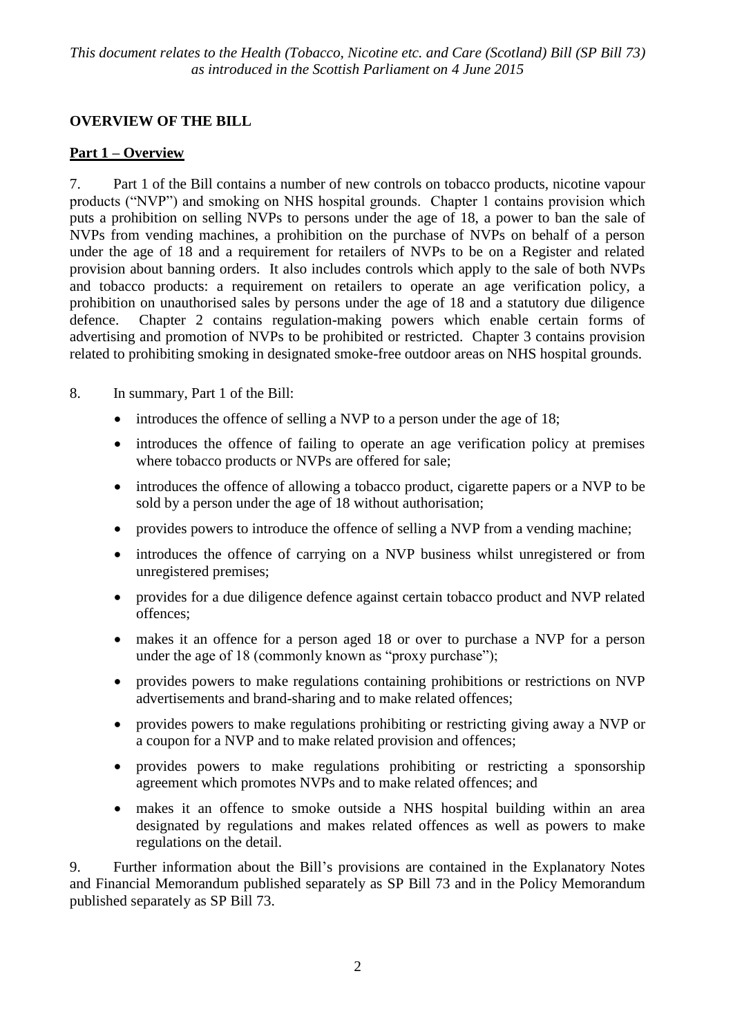## OVERVIEW OF THE BILL

### Part 1 – Overview

7. Part 1 of the Bill contains a number of new controls on tobacco products, nicotine vapour products ("NVP") and smoking on NHS hospital grounds. Chapter 1 contains provision which puts a prohibition on selling NVPs to persons under the age of 18, a power to ban the sale of NVPs from vending machines, a prohibition on the purchase of NVPs on behalf of a person under the age of 18 and a requirement for retailers of NVPs to be on a Register and related provision about banning orders. It also includes controls which apply to the sale of both NVPs and tobacco products: a requirement on retailers to operate an age verification policy, a prohibition on unauthorised sales by persons under the age of 18 and a statutory due diligence defence. Chapter 2 contains regulation-making powers which enable certain forms of advertising and promotion of NVPs to be prohibited or restricted. Chapter 3 contains provision related to prohibiting smoking in designated smoke-free outdoor areas on NHS hospital grounds.

8. In summary, Part 1 of the Bill:

- introduces the offence of selling a NVP to a person under the age of 18;
- introduces the offence of failing to operate an age verification policy at premises where tobacco products or NVPs are offered for sale;
- introduces the offence of allowing a tobacco product, cigarette papers or a NVP to be sold by a person under the age of 18 without authorisation;
- provides powers to introduce the offence of selling a NVP from a vending machine;
- introduces the offence of carrying on a NVP business whilst unregistered or from unregistered premises;
- provides for a due diligence defence against certain tobacco product and NVP related offences;
- makes it an offence for a person aged 18 or over to purchase a NVP for a person under the age of 18 (commonly known as "proxy purchase");
- provides powers to make regulations containing prohibitions or restrictions on NVP advertisements and brand-sharing and to make related offences;
- provides powers to make regulations prohibiting or restricting giving away a NVP or a coupon for a NVP and to make related provision and offences;
- provides powers to make regulations prohibiting or restricting a sponsorship agreement which promotes NVPs and to make related offences; and
- makes it an offence to smoke outside a NHS hospital building within an area designated by regulations and makes related offences as well as powers to make regulations on the detail.

9. Further information about the Bill's provisions are contained in the Explanatory Notes and Financial Memorandum published separately as SP Bill 73 and in the Policy Memorandum published separately as SP Bill 73.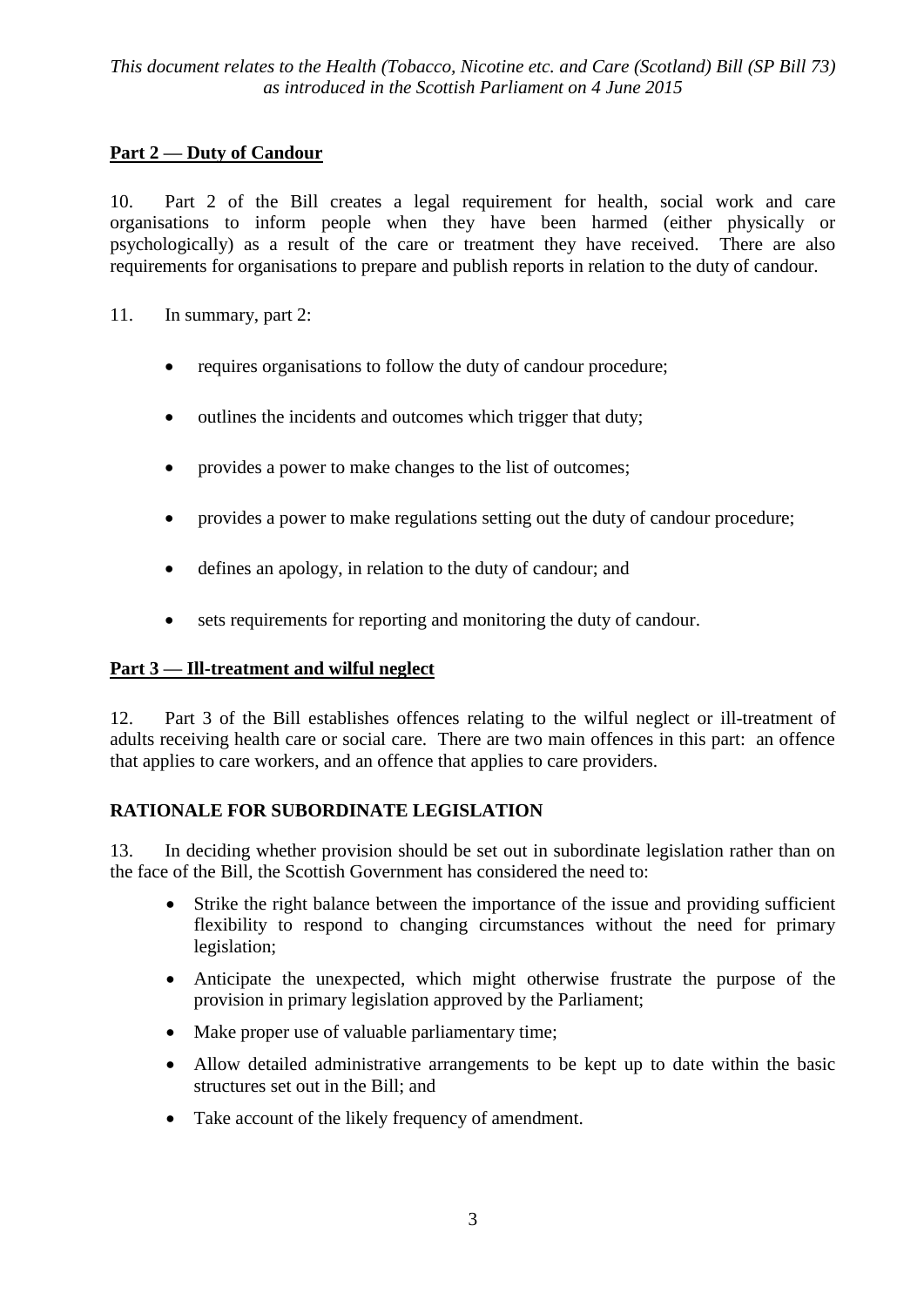## Part 2 — Duty of Candour

10. Part 2 of the Bill creates a legal requirement for health, social work and care organisations to inform people when they have been harmed (either physically or psychologically) as a result of the care or treatment they have received. There are also requirements for organisations to prepare and publish reports in relation to the duty of candour.

11. In summary, part 2:

- requires organisations to follow the duty of candour procedure;
- outlines the incidents and outcomes which trigger that duty;
- provides a power to make changes to the list of outcomes;
- provides a power to make regulations setting out the duty of candour procedure;
- defines an apology, in relation to the duty of candour; and
- sets requirements for reporting and monitoring the duty of candour.

## Part 3 — Ill-treatment and wilful neglect

12. Part 3 of the Bill establishes offences relating to the wilful neglect or ill-treatment of adults receiving health care or social care. There are two main offences in this part: an offence that applies to care workers, and an offence that applies to care providers.

## RATIONALE FOR SUBORDINATE LEGISLATION

13. In deciding whether provision should be set out in subordinate legislation rather than on the face of the Bill, the Scottish Government has considered the need to:

- Strike the right balance between the importance of the issue and providing sufficient flexibility to respond to changing circumstances without the need for primary legislation;
- Anticipate the unexpected, which might otherwise frustrate the purpose of the provision in primary legislation approved by the Parliament;
- Make proper use of valuable parliamentary time;
- Allow detailed administrative arrangements to be kept up to date within the basic structures set out in the Bill; and
- Take account of the likely frequency of amendment.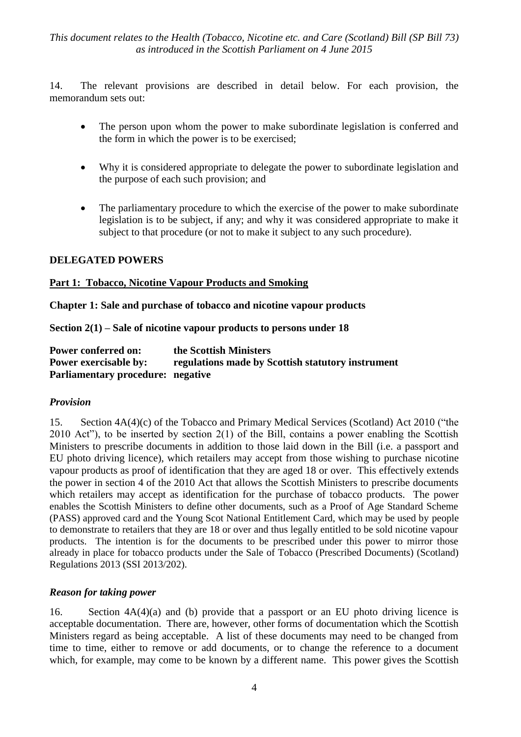14. The relevant provisions are described in detail below. For each provision, the memorandum sets out:

- The person upon whom the power to make subordinate legislation is conferred and the form in which the power is to be exercised;
- Why it is considered appropriate to delegate the power to subordinate legislation and the purpose of each such provision; and
- The parliamentary procedure to which the exercise of the power to make subordinate legislation is to be subject, if any; and why it was considered appropriate to make it subject to that procedure (or not to make it subject to any such procedure).

## DELEGATED POWERS

### Part 1: Tobacco, Nicotine Vapour Products and Smoking

**Chapter 1: Sale and purchase of tobacco and nicotine vapour products**

**Section 2(1) – Sale of nicotine vapour products to persons under 18**

**Power conferred on:** **the Scottish Ministers**
**Power exercisable by:** **regulations made by Scottish statutory instrument**
**Parliamentary procedure:** **negative**

*Provision*

15. Section 4A(4)(c) of the Tobacco and Primary Medical Services (Scotland) Act 2010 ("the 2010 Act"), to be inserted by section 2(1) of the Bill, contains a power enabling the Scottish Ministers to prescribe documents in addition to those laid down in the Bill (i.e. a passport and EU photo driving licence), which retailers may accept from those wishing to purchase nicotine vapour products as proof of identification that they are aged 18 or over. This effectively extends the power in section 4 of the 2010 Act that allows the Scottish Ministers to prescribe documents which retailers may accept as identification for the purchase of tobacco products. The power enables the Scottish Ministers to define other documents, such as a Proof of Age Standard Scheme (PASS) approved card and the Young Scot National Entitlement Card, which may be used by people to demonstrate to retailers that they are 18 or over and thus legally entitled to be sold nicotine vapour products. The intention is for the documents to be prescribed under this power to mirror those already in place for tobacco products under the Sale of Tobacco (Prescribed Documents) (Scotland) Regulations 2013 (SSI 2013/202).

*Reason for taking power*

16. Section 4A(4)(a) and (b) provide that a passport or an EU photo driving licence is acceptable documentation. There are, however, other forms of documentation which the Scottish Ministers regard as being acceptable. A list of these documents may need to be changed from time to time, either to remove or add documents, or to change the reference to a document which, for example, may come to be known by a different name. This power gives the Scottish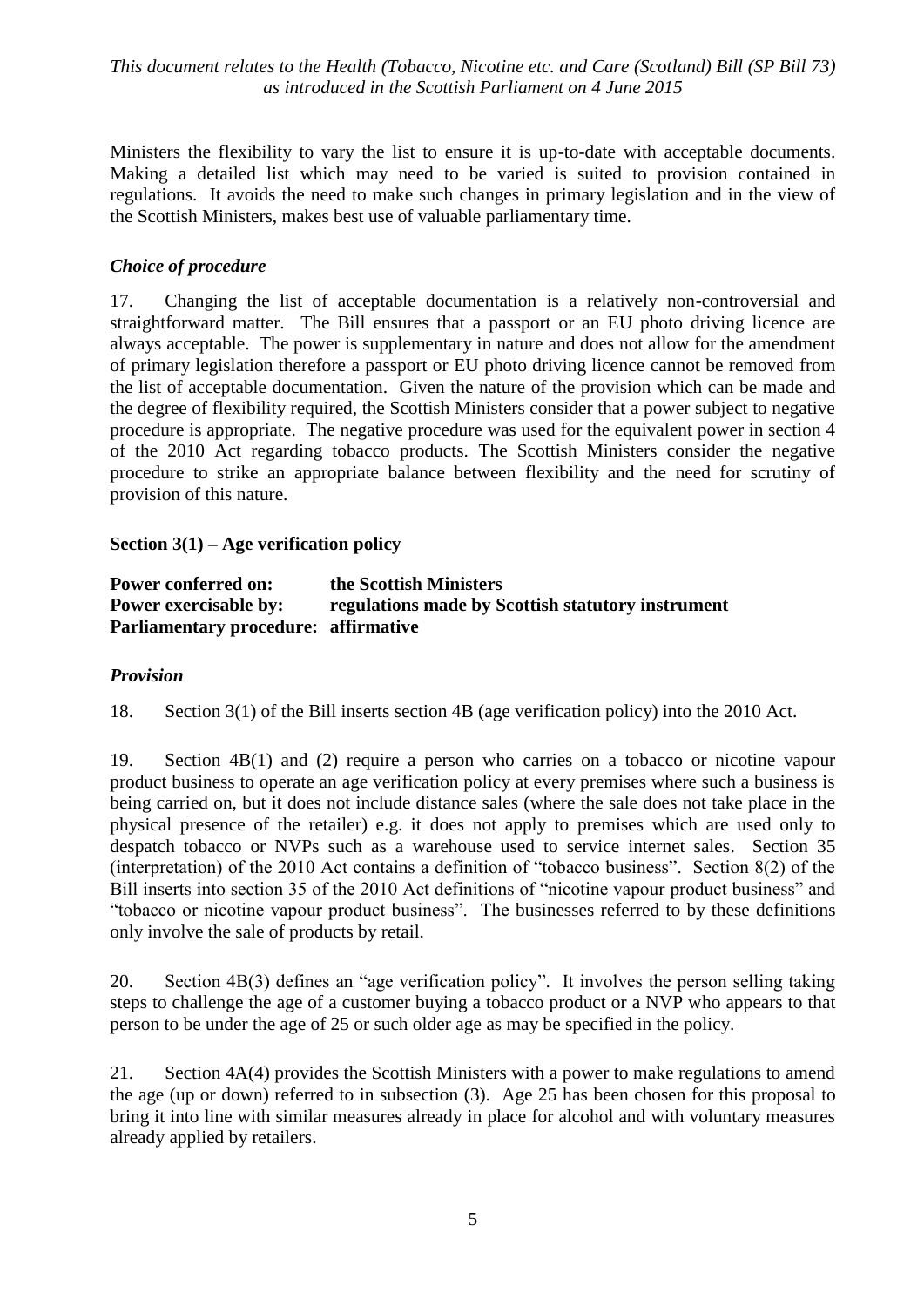Ministers the flexibility to vary the list to ensure it is up-to-date with acceptable documents. Making a detailed list which may need to be varied is suited to provision contained in regulations. It avoids the need to make such changes in primary legislation and in the view of the Scottish Ministers, makes best use of valuable parliamentary time.

### *Choice of procedure*

17. Changing the list of acceptable documentation is a relatively non-controversial and straightforward matter. The Bill ensures that a passport or an EU photo driving licence are always acceptable. The power is supplementary in nature and does not allow for the amendment of primary legislation therefore a passport or EU photo driving licence cannot be removed from the list of acceptable documentation. Given the nature of the provision which can be made and the degree of flexibility required, the Scottish Ministers consider that a power subject to negative procedure is appropriate. The negative procedure was used for the equivalent power in section 4 of the 2010 Act regarding tobacco products. The Scottish Ministers consider the negative procedure to strike an appropriate balance between flexibility and the need for scrutiny of provision of this nature.

### **Section 3(1) – Age verification policy**

**Power conferred on:** **the Scottish Ministers**
**Power exercisable by:** **regulations made by Scottish statutory instrument**
**Parliamentary procedure:** **affirmative**

### *Provision*

18. Section 3(1) of the Bill inserts section 4B (age verification policy) into the 2010 Act.

19. Section 4B(1) and (2) require a person who carries on a tobacco or nicotine vapour product business to operate an age verification policy at every premises where such a business is being carried on, but it does not include distance sales (where the sale does not take place in the physical presence of the retailer) e.g. it does not apply to premises which are used only to despatch tobacco or NVPs such as a warehouse used to service internet sales. Section 35 (interpretation) of the 2010 Act contains a definition of "tobacco business". Section 8(2) of the Bill inserts into section 35 of the 2010 Act definitions of "nicotine vapour product business" and "tobacco or nicotine vapour product business". The businesses referred to by these definitions only involve the sale of products by retail.

20. Section 4B(3) defines an "age verification policy". It involves the person selling taking steps to challenge the age of a customer buying a tobacco product or a NVP who appears to that person to be under the age of 25 or such older age as may be specified in the policy.

21. Section 4A(4) provides the Scottish Ministers with a power to make regulations to amend the age (up or down) referred to in subsection (3). Age 25 has been chosen for this proposal to bring it into line with similar measures already in place for alcohol and with voluntary measures already applied by retailers.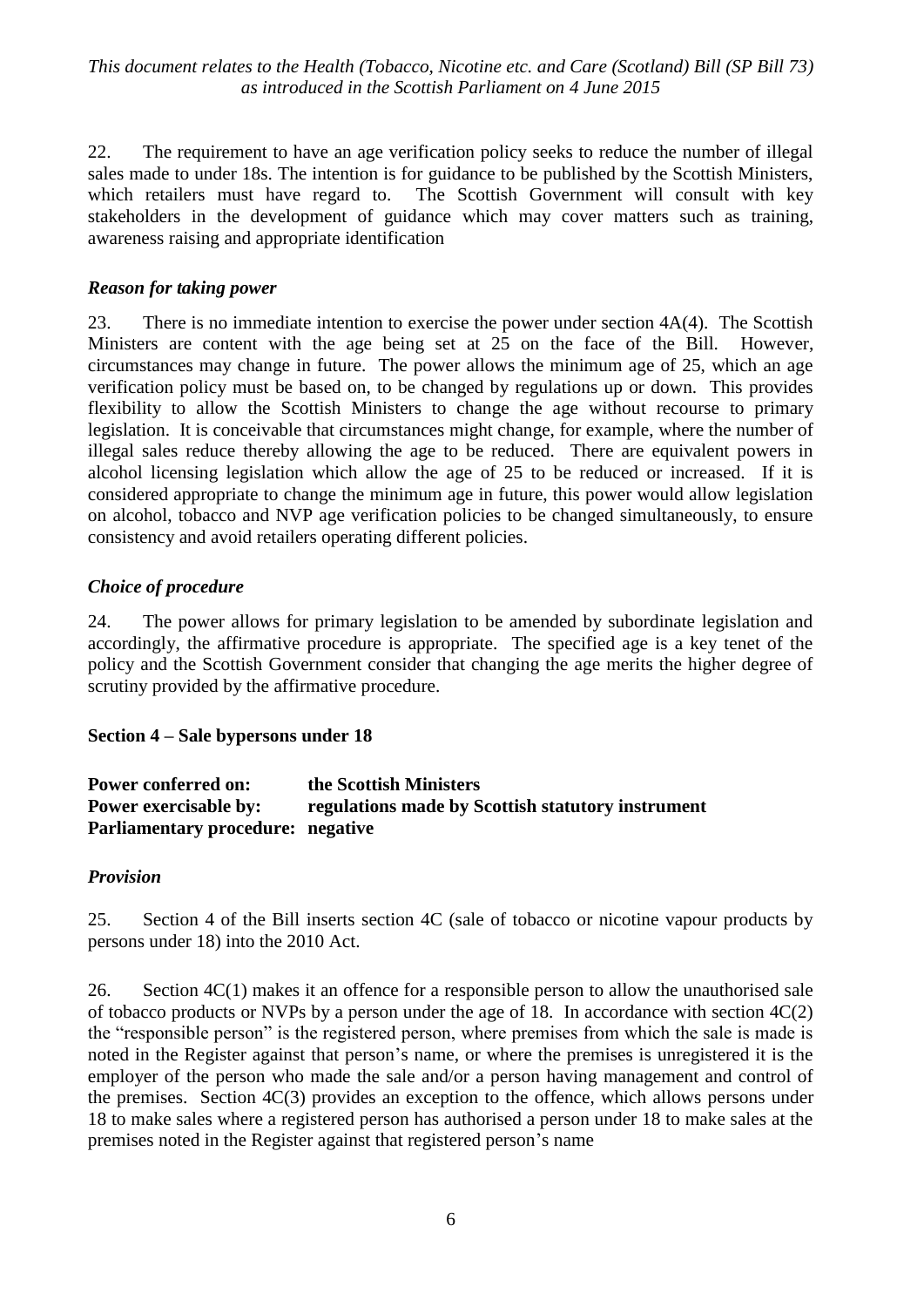22. The requirement to have an age verification policy seeks to reduce the number of illegal sales made to under 18s. The intention is for guidance to be published by the Scottish Ministers, which retailers must have regard to. The Scottish Government will consult with key stakeholders in the development of guidance which may cover matters such as training, awareness raising and appropriate identification

*Reason for taking power*

23. There is no immediate intention to exercise the power under section 4A(4). The Scottish Ministers are content with the age being set at 25 on the face of the Bill. However, circumstances may change in future. The power allows the minimum age of 25, which an age verification policy must be based on, to be changed by regulations up or down. This provides flexibility to allow the Scottish Ministers to change the age without recourse to primary legislation. It is conceivable that circumstances might change, for example, where the number of illegal sales reduce thereby allowing the age to be reduced. There are equivalent powers in alcohol licensing legislation which allow the age of 25 to be reduced or increased. If it is considered appropriate to change the minimum age in future, this power would allow legislation on alcohol, tobacco and NVP age verification policies to be changed simultaneously, to ensure consistency and avoid retailers operating different policies.

*Choice of procedure*

24. The power allows for primary legislation to be amended by subordinate legislation and accordingly, the affirmative procedure is appropriate. The specified age is a key tenet of the policy and the Scottish Government consider that changing the age merits the higher degree of scrutiny provided by the affirmative procedure.

**Section 4 – Sale bypersons under 18**

**Power conferred on:** **the Scottish Ministers**
**Power exercisable by:** **regulations made by Scottish statutory instrument**
**Parliamentary procedure:** **negative**

*Provision*

25. Section 4 of the Bill inserts section 4C (sale of tobacco or nicotine vapour products by persons under 18) into the 2010 Act.

26. Section 4C(1) makes it an offence for a responsible person to allow the unauthorised sale of tobacco products or NVPs by a person under the age of 18. In accordance with section 4C(2) the "responsible person" is the registered person, where premises from which the sale is made is noted in the Register against that person's name, or where the premises is unregistered it is the employer of the person who made the sale and/or a person having management and control of the premises. Section 4C(3) provides an exception to the offence, which allows persons under 18 to make sales where a registered person has authorised a person under 18 to make sales at the premises noted in the Register against that registered person's name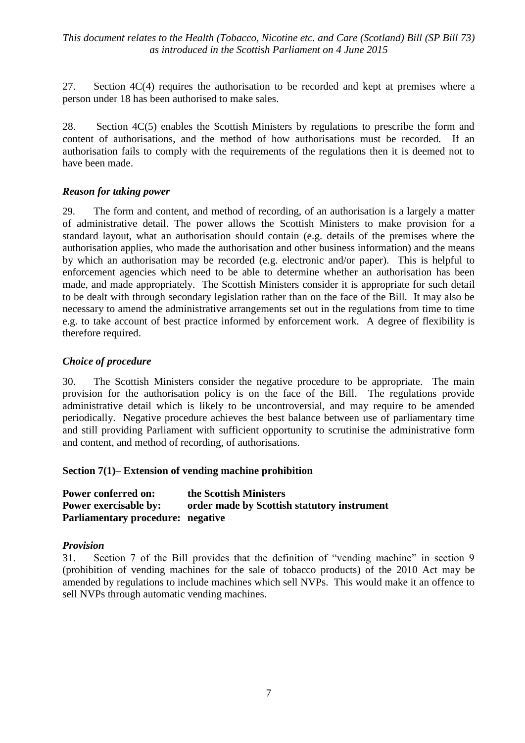27. Section 4C(4) requires the authorisation to be recorded and kept at premises where a person under 18 has been authorised to make sales.

28. Section 4C(5) enables the Scottish Ministers by regulations to prescribe the form and content of authorisations, and the method of how authorisations must be recorded. If an authorisation fails to comply with the requirements of the regulations then it is deemed not to have been made.

### *Reason for taking power*

29. The form and content, and method of recording, of an authorisation is a largely a matter of administrative detail. The power allows the Scottish Ministers to make provision for a standard layout, what an authorisation should contain (e.g. details of the premises where the authorisation applies, who made the authorisation and other business information) and the means by which an authorisation may be recorded (e.g. electronic and/or paper). This is helpful to enforcement agencies which need to be able to determine whether an authorisation has been made, and made appropriately. The Scottish Ministers consider it is appropriate for such detail to be dealt with through secondary legislation rather than on the face of the Bill. It may also be necessary to amend the administrative arrangements set out in the regulations from time to time e.g. to take account of best practice informed by enforcement work. A degree of flexibility is therefore required.

### *Choice of procedure*

30. The Scottish Ministers consider the negative procedure to be appropriate. The main provision for the authorisation policy is on the face of the Bill. The regulations provide administrative detail which is likely to be uncontroversial, and may require to be amended periodically. Negative procedure achieves the best balance between use of parliamentary time and still providing Parliament with sufficient opportunity to scrutinise the administrative form and content, and method of recording, of authorisations.

## **Section 7(1)– Extension of vending machine prohibition**

**Power conferred on:** **the Scottish Ministers**
**Power exercisable by:** **order made by Scottish statutory instrument**
**Parliamentary procedure:** **negative**

### *Provision*

31. Section 7 of the Bill provides that the definition of "vending machine" in section 9 (prohibition of vending machines for the sale of tobacco products) of the 2010 Act may be amended by regulations to include machines which sell NVPs. This would make it an offence to sell NVPs through automatic vending machines.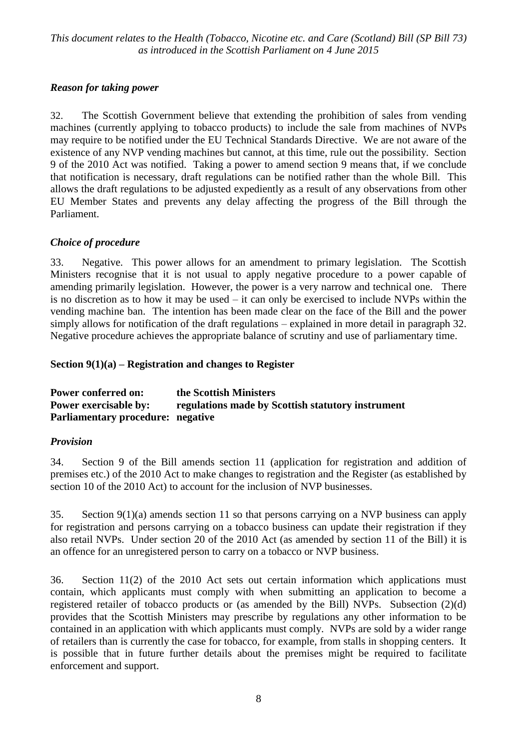### *Reason for taking power*

32. The Scottish Government believe that extending the prohibition of sales from vending machines (currently applying to tobacco products) to include the sale from machines of NVPs may require to be notified under the EU Technical Standards Directive. We are not aware of the existence of any NVP vending machines but cannot, at this time, rule out the possibility. Section 9 of the 2010 Act was notified. Taking a power to amend section 9 means that, if we conclude that notification is necessary, draft regulations can be notified rather than the whole Bill. This allows the draft regulations to be adjusted expediently as a result of any observations from other EU Member States and prevents any delay affecting the progress of the Bill through the Parliament.

### *Choice of procedure*

33. Negative. This power allows for an amendment to primary legislation. The Scottish Ministers recognise that it is not usual to apply negative procedure to a power capable of amending primarily legislation. However, the power is a very narrow and technical one. There is no discretion as to how it may be used – it can only be exercised to include NVPs within the vending machine ban. The intention has been made clear on the face of the Bill and the power simply allows for notification of the draft regulations – explained in more detail in paragraph 32. Negative procedure achieves the appropriate balance of scrutiny and use of parliamentary time.

## Section 9(1)(a) – Registration and changes to Register

**Power conferred on:** **the Scottish Ministers**
**Power exercisable by:** **regulations made by Scottish statutory instrument**
**Parliamentary procedure:** **negative**

### *Provision*

34. Section 9 of the Bill amends section 11 (application for registration and addition of premises etc.) of the 2010 Act to make changes to registration and the Register (as established by section 10 of the 2010 Act) to account for the inclusion of NVP businesses.

35. Section 9(1)(a) amends section 11 so that persons carrying on a NVP business can apply for registration and persons carrying on a tobacco business can update their registration if they also retail NVPs. Under section 20 of the 2010 Act (as amended by section 11 of the Bill) it is an offence for an unregistered person to carry on a tobacco or NVP business.

36. Section 11(2) of the 2010 Act sets out certain information which applications must contain, which applicants must comply with when submitting an application to become a registered retailer of tobacco products or (as amended by the Bill) NVPs. Subsection (2)(d) provides that the Scottish Ministers may prescribe by regulations any other information to be contained in an application with which applicants must comply. NVPs are sold by a wider range of retailers than is currently the case for tobacco, for example, from stalls in shopping centers. It is possible that in future further details about the premises might be required to facilitate enforcement and support.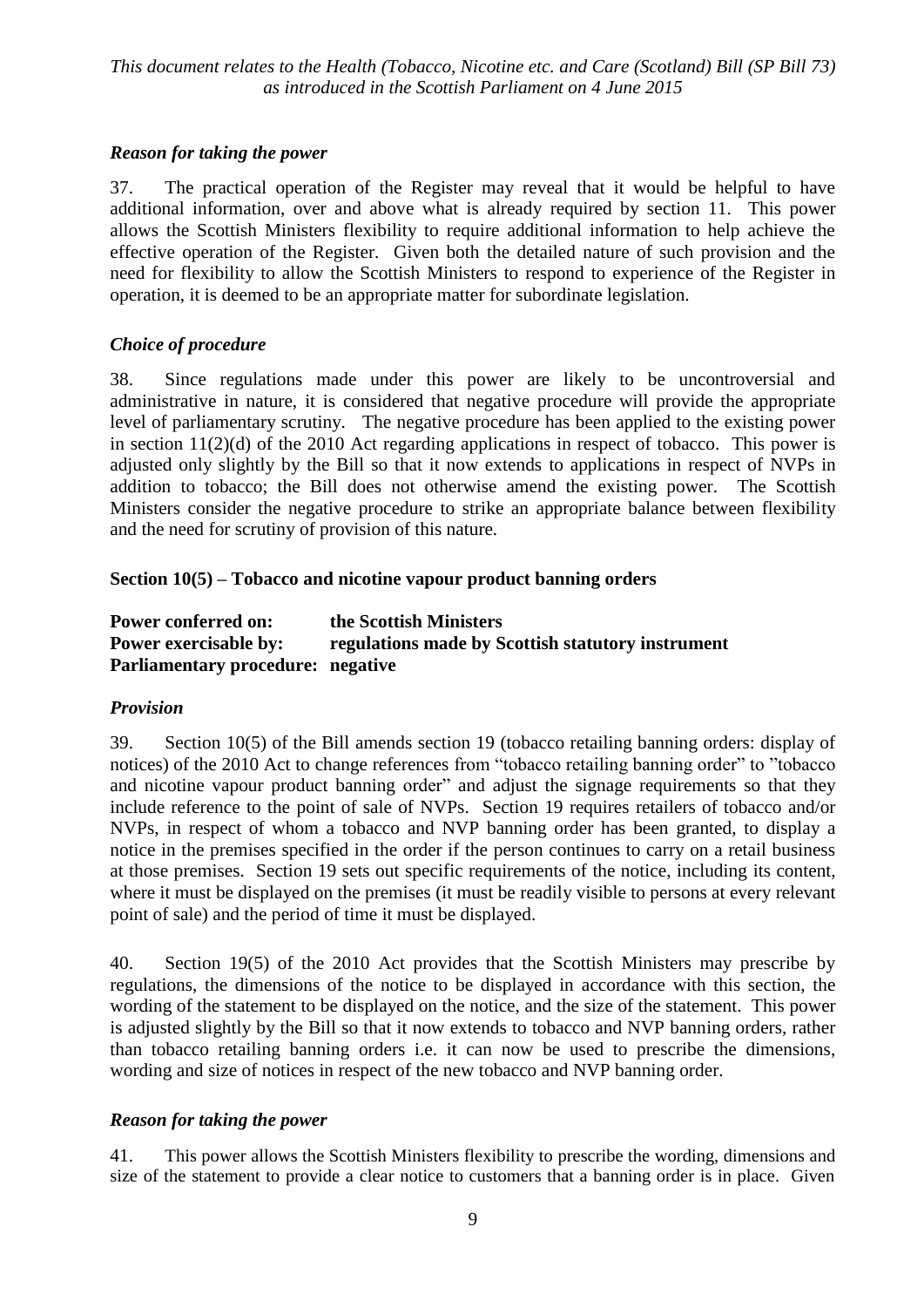### *Reason for taking the power*

37. The practical operation of the Register may reveal that it would be helpful to have additional information, over and above what is already required by section 11. This power allows the Scottish Ministers flexibility to require additional information to help achieve the effective operation of the Register. Given both the detailed nature of such provision and the need for flexibility to allow the Scottish Ministers to respond to experience of the Register in operation, it is deemed to be an appropriate matter for subordinate legislation.

### *Choice of procedure*

38. Since regulations made under this power are likely to be uncontroversial and administrative in nature, it is considered that negative procedure will provide the appropriate level of parliamentary scrutiny. The negative procedure has been applied to the existing power in section 11(2)(d) of the 2010 Act regarding applications in respect of tobacco. This power is adjusted only slightly by the Bill so that it now extends to applications in respect of NVPs in addition to tobacco; the Bill does not otherwise amend the existing power. The Scottish Ministers consider the negative procedure to strike an appropriate balance between flexibility and the need for scrutiny of provision of this nature.

## Section 10(5) – Tobacco and nicotine vapour product banning orders

**Power conferred on:** **the Scottish Ministers**
**Power exercisable by:** **regulations made by Scottish statutory instrument**
**Parliamentary procedure:** **negative**

### *Provision*

39. Section 10(5) of the Bill amends section 19 (tobacco retailing banning orders: display of notices) of the 2010 Act to change references from "tobacco retailing banning order" to "tobacco and nicotine vapour product banning order" and adjust the signage requirements so that they include reference to the point of sale of NVPs. Section 19 requires retailers of tobacco and/or NVPs, in respect of whom a tobacco and NVP banning order has been granted, to display a notice in the premises specified in the order if the person continues to carry on a retail business at those premises. Section 19 sets out specific requirements of the notice, including its content, where it must be displayed on the premises (it must be readily visible to persons at every relevant point of sale) and the period of time it must be displayed.

40. Section 19(5) of the 2010 Act provides that the Scottish Ministers may prescribe by regulations, the dimensions of the notice to be displayed in accordance with this section, the wording of the statement to be displayed on the notice, and the size of the statement. This power is adjusted slightly by the Bill so that it now extends to tobacco and NVP banning orders, rather than tobacco retailing banning orders i.e. it can now be used to prescribe the dimensions, wording and size of notices in respect of the new tobacco and NVP banning order.

### *Reason for taking the power*

41. This power allows the Scottish Ministers flexibility to prescribe the wording, dimensions and size of the statement to provide a clear notice to customers that a banning order is in place. Given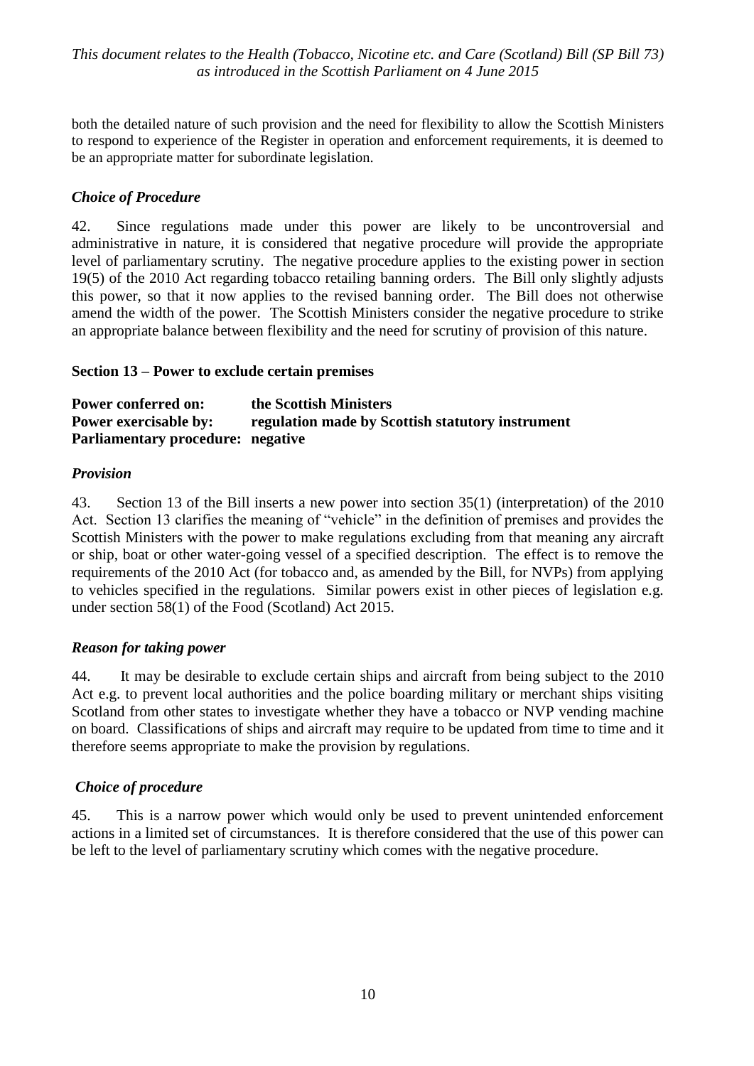both the detailed nature of such provision and the need for flexibility to allow the Scottish Ministers to respond to experience of the Register in operation and enforcement requirements, it is deemed to be an appropriate matter for subordinate legislation.

### *Choice of Procedure*

42. Since regulations made under this power are likely to be uncontroversial and administrative in nature, it is considered that negative procedure will provide the appropriate level of parliamentary scrutiny. The negative procedure applies to the existing power in section 19(5) of the 2010 Act regarding tobacco retailing banning orders. The Bill only slightly adjusts this power, so that it now applies to the revised banning order. The Bill does not otherwise amend the width of the power. The Scottish Ministers consider the negative procedure to strike an appropriate balance between flexibility and the need for scrutiny of provision of this nature.

## Section 13 – Power to exclude certain premises

**Power conferred on:** **the Scottish Ministers**
**Power exercisable by:** **regulation made by Scottish statutory instrument**
**Parliamentary procedure:** **negative**

### *Provision*

43. Section 13 of the Bill inserts a new power into section 35(1) (interpretation) of the 2010 Act. Section 13 clarifies the meaning of "vehicle" in the definition of premises and provides the Scottish Ministers with the power to make regulations excluding from that meaning any aircraft or ship, boat or other water-going vessel of a specified description. The effect is to remove the requirements of the 2010 Act (for tobacco and, as amended by the Bill, for NVPs) from applying to vehicles specified in the regulations. Similar powers exist in other pieces of legislation e.g. under section 58(1) of the Food (Scotland) Act 2015.

### *Reason for taking power*

44. It may be desirable to exclude certain ships and aircraft from being subject to the 2010 Act e.g. to prevent local authorities and the police boarding military or merchant ships visiting Scotland from other states to investigate whether they have a tobacco or NVP vending machine on board. Classifications of ships and aircraft may require to be updated from time to time and it therefore seems appropriate to make the provision by regulations.

### *Choice of procedure*

45. This is a narrow power which would only be used to prevent unintended enforcement actions in a limited set of circumstances. It is therefore considered that the use of this power can be left to the level of parliamentary scrutiny which comes with the negative procedure.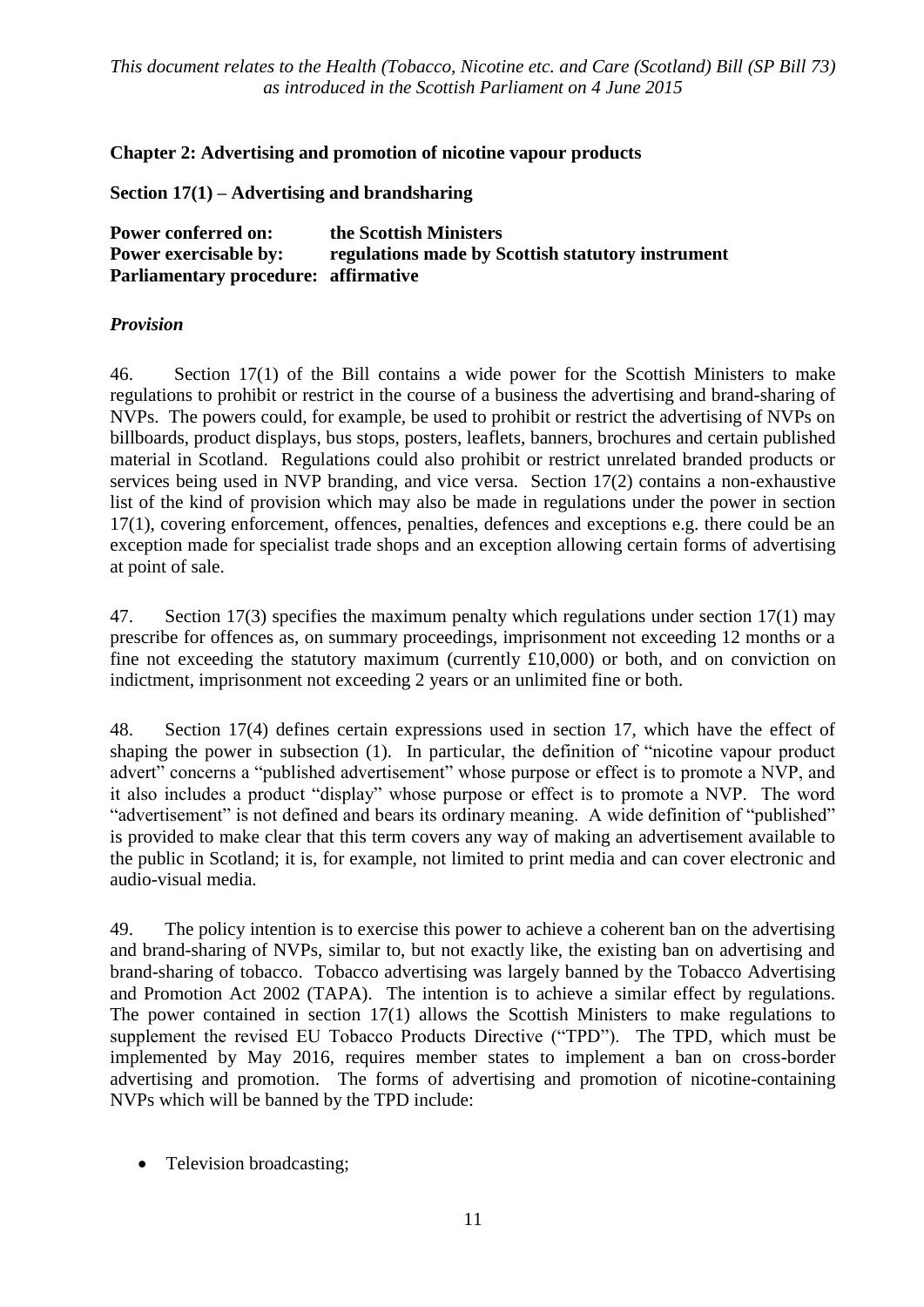**Chapter 2: Advertising and promotion of nicotine vapour products**

**Section 17(1) – Advertising and brandsharing**

**Power conferred on:** **the Scottish Ministers**
**Power exercisable by:** **regulations made by Scottish statutory instrument**
**Parliamentary procedure:** **affirmative**

***Provision***

46. Section 17(1) of the Bill contains a wide power for the Scottish Ministers to make regulations to prohibit or restrict in the course of a business the advertising and brand-sharing of NVPs. The powers could, for example, be used to prohibit or restrict the advertising of NVPs on billboards, product displays, bus stops, posters, leaflets, banners, brochures and certain published material in Scotland. Regulations could also prohibit or restrict unrelated branded products or services being used in NVP branding, and vice versa. Section 17(2) contains a non-exhaustive list of the kind of provision which may also be made in regulations under the power in section 17(1), covering enforcement, offences, penalties, defences and exceptions e.g. there could be an exception made for specialist trade shops and an exception allowing certain forms of advertising at point of sale.

47. Section 17(3) specifies the maximum penalty which regulations under section 17(1) may prescribe for offences as, on summary proceedings, imprisonment not exceeding 12 months or a fine not exceeding the statutory maximum (currently £10,000) or both, and on conviction on indictment, imprisonment not exceeding 2 years or an unlimited fine or both.

48. Section 17(4) defines certain expressions used in section 17, which have the effect of shaping the power in subsection (1). In particular, the definition of "nicotine vapour product advert" concerns a "published advertisement" whose purpose or effect is to promote a NVP, and it also includes a product "display" whose purpose or effect is to promote a NVP. The word "advertisement" is not defined and bears its ordinary meaning. A wide definition of "published" is provided to make clear that this term covers any way of making an advertisement available to the public in Scotland; it is, for example, not limited to print media and can cover electronic and audio-visual media.

49. The policy intention is to exercise this power to achieve a coherent ban on the advertising and brand-sharing of NVPs, similar to, but not exactly like, the existing ban on advertising and brand-sharing of tobacco. Tobacco advertising was largely banned by the Tobacco Advertising and Promotion Act 2002 (TAPA). The intention is to achieve a similar effect by regulations. The power contained in section 17(1) allows the Scottish Ministers to make regulations to supplement the revised EU Tobacco Products Directive ("TPD"). The TPD, which must be implemented by May 2016, requires member states to implement a ban on cross-border advertising and promotion. The forms of advertising and promotion of nicotine-containing NVPs which will be banned by the TPD include:

- Television broadcasting;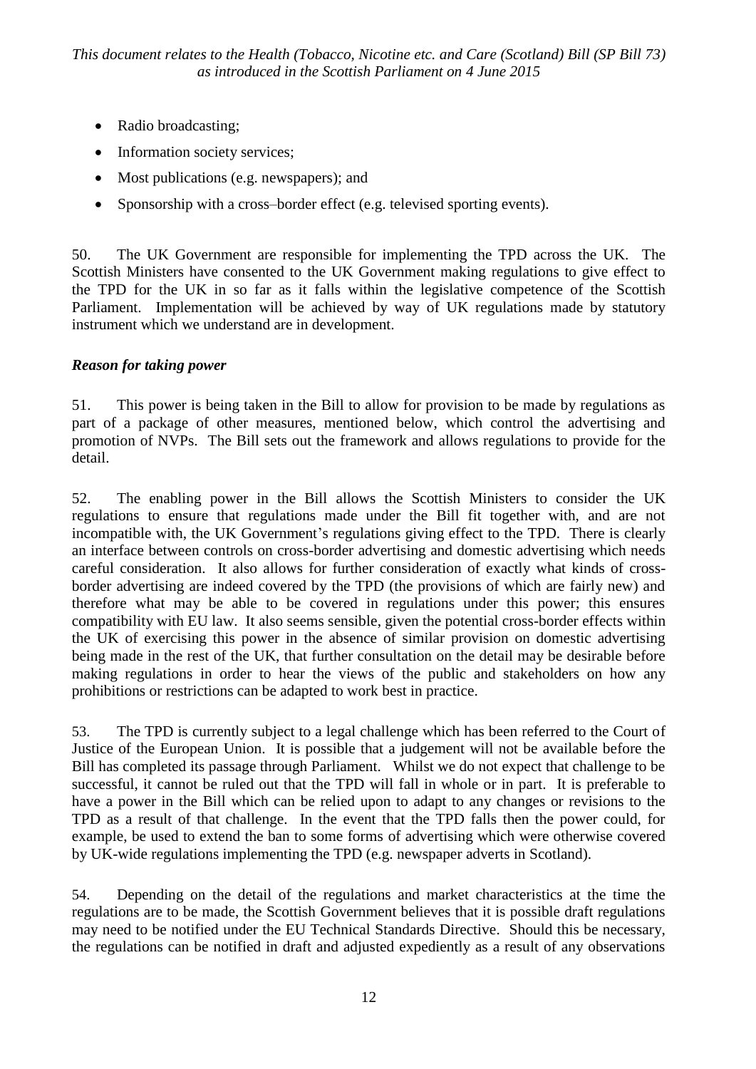- Radio broadcasting;
- Information society services;
- Most publications (e.g. newspapers); and
- Sponsorship with a cross–border effect (e.g. televised sporting events).

50. The UK Government are responsible for implementing the TPD across the UK. The Scottish Ministers have consented to the UK Government making regulations to give effect to the TPD for the UK in so far as it falls within the legislative competence of the Scottish Parliament. Implementation will be achieved by way of UK regulations made by statutory instrument which we understand are in development.

***Reason for taking power***

51. This power is being taken in the Bill to allow for provision to be made by regulations as part of a package of other measures, mentioned below, which control the advertising and promotion of NVPs. The Bill sets out the framework and allows regulations to provide for the detail.

52. The enabling power in the Bill allows the Scottish Ministers to consider the UK regulations to ensure that regulations made under the Bill fit together with, and are not incompatible with, the UK Government's regulations giving effect to the TPD. There is clearly an interface between controls on cross-border advertising and domestic advertising which needs careful consideration. It also allows for further consideration of exactly what kinds of cross-border advertising are indeed covered by the TPD (the provisions of which are fairly new) and therefore what may be able to be covered in regulations under this power; this ensures compatibility with EU law. It also seems sensible, given the potential cross-border effects within the UK of exercising this power in the absence of similar provision on domestic advertising being made in the rest of the UK, that further consultation on the detail may be desirable before making regulations in order to hear the views of the public and stakeholders on how any prohibitions or restrictions can be adapted to work best in practice.

53. The TPD is currently subject to a legal challenge which has been referred to the Court of Justice of the European Union. It is possible that a judgement will not be available before the Bill has completed its passage through Parliament. Whilst we do not expect that challenge to be successful, it cannot be ruled out that the TPD will fall in whole or in part. It is preferable to have a power in the Bill which can be relied upon to adapt to any changes or revisions to the TPD as a result of that challenge. In the event that the TPD falls then the power could, for example, be used to extend the ban to some forms of advertising which were otherwise covered by UK-wide regulations implementing the TPD (e.g. newspaper adverts in Scotland).

54. Depending on the detail of the regulations and market characteristics at the time the regulations are to be made, the Scottish Government believes that it is possible draft regulations may need to be notified under the EU Technical Standards Directive. Should this be necessary, the regulations can be notified in draft and adjusted expediently as a result of any observations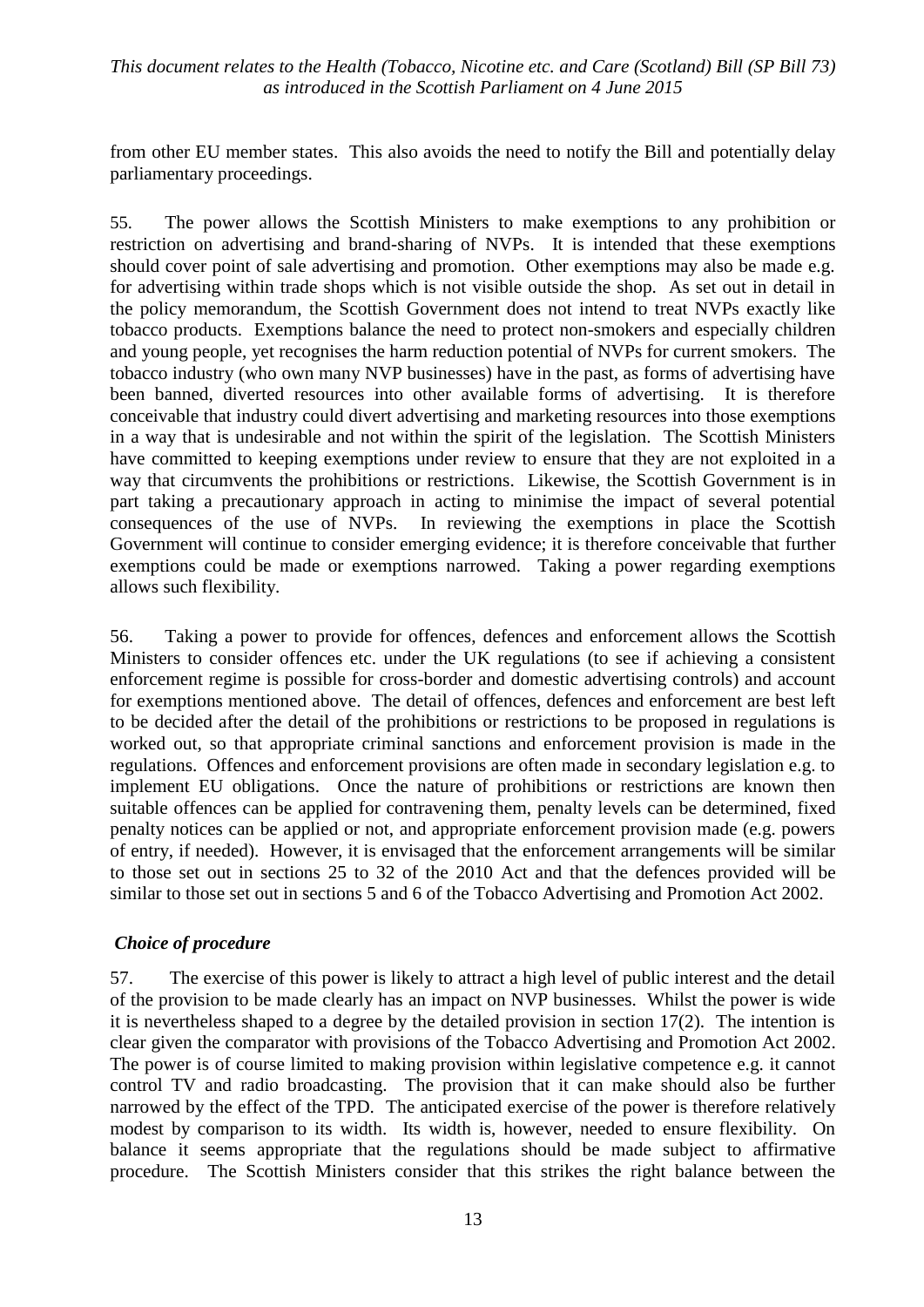from other EU member states. This also avoids the need to notify the Bill and potentially delay parliamentary proceedings.

55. The power allows the Scottish Ministers to make exemptions to any prohibition or restriction on advertising and brand-sharing of NVPs. It is intended that these exemptions should cover point of sale advertising and promotion. Other exemptions may also be made e.g. for advertising within trade shops which is not visible outside the shop. As set out in detail in the policy memorandum, the Scottish Government does not intend to treat NVPs exactly like tobacco products. Exemptions balance the need to protect non-smokers and especially children and young people, yet recognises the harm reduction potential of NVPs for current smokers. The tobacco industry (who own many NVP businesses) have in the past, as forms of advertising have been banned, diverted resources into other available forms of advertising. It is therefore conceivable that industry could divert advertising and marketing resources into those exemptions in a way that is undesirable and not within the spirit of the legislation. The Scottish Ministers have committed to keeping exemptions under review to ensure that they are not exploited in a way that circumvents the prohibitions or restrictions. Likewise, the Scottish Government is in part taking a precautionary approach in acting to minimise the impact of several potential consequences of the use of NVPs. In reviewing the exemptions in place the Scottish Government will continue to consider emerging evidence; it is therefore conceivable that further exemptions could be made or exemptions narrowed. Taking a power regarding exemptions allows such flexibility.

56. Taking a power to provide for offences, defences and enforcement allows the Scottish Ministers to consider offences etc. under the UK regulations (to see if achieving a consistent enforcement regime is possible for cross-border and domestic advertising controls) and account for exemptions mentioned above. The detail of offences, defences and enforcement are best left to be decided after the detail of the prohibitions or restrictions to be proposed in regulations is worked out, so that appropriate criminal sanctions and enforcement provision is made in the regulations. Offences and enforcement provisions are often made in secondary legislation e.g. to implement EU obligations. Once the nature of prohibitions or restrictions are known then suitable offences can be applied for contravening them, penalty levels can be determined, fixed penalty notices can be applied or not, and appropriate enforcement provision made (e.g. powers of entry, if needed). However, it is envisaged that the enforcement arrangements will be similar to those set out in sections 25 to 32 of the 2010 Act and that the defences provided will be similar to those set out in sections 5 and 6 of the Tobacco Advertising and Promotion Act 2002.

### *Choice of procedure*

57. The exercise of this power is likely to attract a high level of public interest and the detail of the provision to be made clearly has an impact on NVP businesses. Whilst the power is wide it is nevertheless shaped to a degree by the detailed provision in section 17(2). The intention is clear given the comparator with provisions of the Tobacco Advertising and Promotion Act 2002. The power is of course limited to making provision within legislative competence e.g. it cannot control TV and radio broadcasting. The provision that it can make should also be further narrowed by the effect of the TPD. The anticipated exercise of the power is therefore relatively modest by comparison to its width. Its width is, however, needed to ensure flexibility. On balance it seems appropriate that the regulations should be made subject to affirmative procedure. The Scottish Ministers consider that this strikes the right balance between the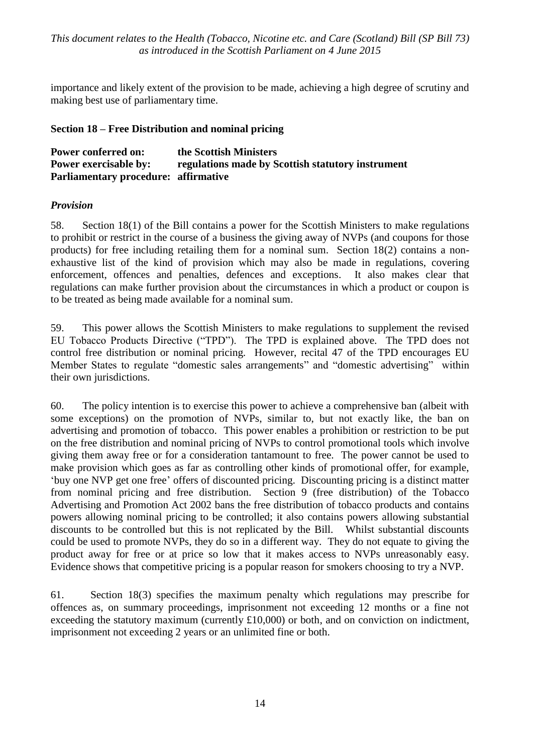importance and likely extent of the provision to be made, achieving a high degree of scrutiny and making best use of parliamentary time.

### Section 18 – Free Distribution and nominal pricing

**Power conferred on:** **the Scottish Ministers**
**Power exercisable by:** **regulations made by Scottish statutory instrument**
**Parliamentary procedure:** **affirmative**

#### *Provision*

58. Section 18(1) of the Bill contains a power for the Scottish Ministers to make regulations to prohibit or restrict in the course of a business the giving away of NVPs (and coupons for those products) for free including retailing them for a nominal sum. Section 18(2) contains a non-exhaustive list of the kind of provision which may also be made in regulations, covering enforcement, offences and penalties, defences and exceptions. It also makes clear that regulations can make further provision about the circumstances in which a product or coupon is to be treated as being made available for a nominal sum.

59. This power allows the Scottish Ministers to make regulations to supplement the revised EU Tobacco Products Directive ("TPD"). The TPD is explained above. The TPD does not control free distribution or nominal pricing. However, recital 47 of the TPD encourages EU Member States to regulate "domestic sales arrangements" and "domestic advertising" within their own jurisdictions.

60. The policy intention is to exercise this power to achieve a comprehensive ban (albeit with some exceptions) on the promotion of NVPs, similar to, but not exactly like, the ban on advertising and promotion of tobacco. This power enables a prohibition or restriction to be put on the free distribution and nominal pricing of NVPs to control promotional tools which involve giving them away free or for a consideration tantamount to free. The power cannot be used to make provision which goes as far as controlling other kinds of promotional offer, for example, 'buy one NVP get one free' offers of discounted pricing. Discounting pricing is a distinct matter from nominal pricing and free distribution. Section 9 (free distribution) of the Tobacco Advertising and Promotion Act 2002 bans the free distribution of tobacco products and contains powers allowing nominal pricing to be controlled; it also contains powers allowing substantial discounts to be controlled but this is not replicated by the Bill. Whilst substantial discounts could be used to promote NVPs, they do so in a different way. They do not equate to giving the product away for free or at price so low that it makes access to NVPs unreasonably easy. Evidence shows that competitive pricing is a popular reason for smokers choosing to try a NVP.

61. Section 18(3) specifies the maximum penalty which regulations may prescribe for offences as, on summary proceedings, imprisonment not exceeding 12 months or a fine not exceeding the statutory maximum (currently £10,000) or both, and on conviction on indictment, imprisonment not exceeding 2 years or an unlimited fine or both.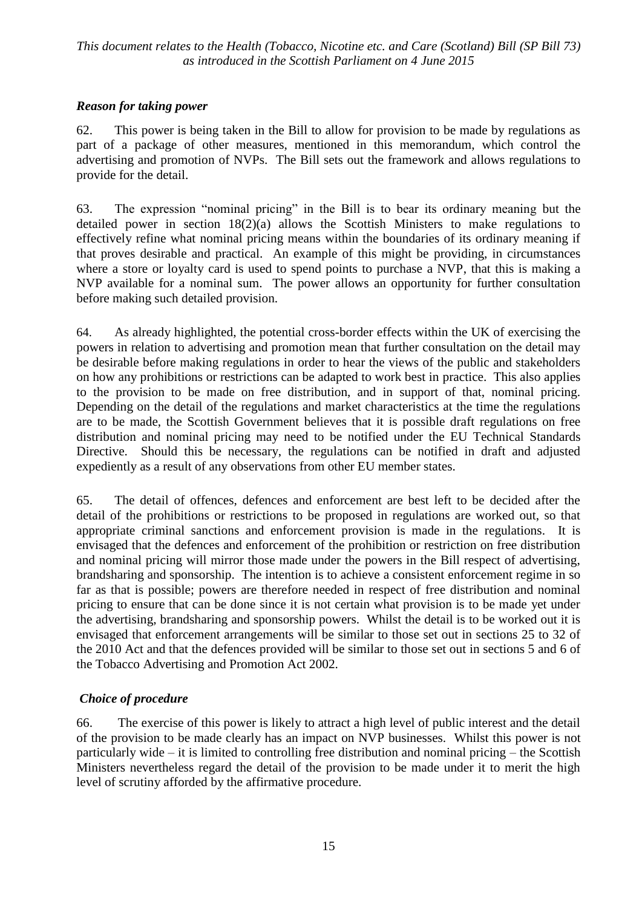### *Reason for taking power*

62. This power is being taken in the Bill to allow for provision to be made by regulations as part of a package of other measures, mentioned in this memorandum, which control the advertising and promotion of NVPs. The Bill sets out the framework and allows regulations to provide for the detail.

63. The expression "nominal pricing" in the Bill is to bear its ordinary meaning but the detailed power in section 18(2)(a) allows the Scottish Ministers to make regulations to effectively refine what nominal pricing means within the boundaries of its ordinary meaning if that proves desirable and practical. An example of this might be providing, in circumstances where a store or loyalty card is used to spend points to purchase a NVP, that this is making a NVP available for a nominal sum. The power allows an opportunity for further consultation before making such detailed provision.

64. As already highlighted, the potential cross-border effects within the UK of exercising the powers in relation to advertising and promotion mean that further consultation on the detail may be desirable before making regulations in order to hear the views of the public and stakeholders on how any prohibitions or restrictions can be adapted to work best in practice. This also applies to the provision to be made on free distribution, and in support of that, nominal pricing. Depending on the detail of the regulations and market characteristics at the time the regulations are to be made, the Scottish Government believes that it is possible draft regulations on free distribution and nominal pricing may need to be notified under the EU Technical Standards Directive. Should this be necessary, the regulations can be notified in draft and adjusted expediently as a result of any observations from other EU member states.

65. The detail of offences, defences and enforcement are best left to be decided after the detail of the prohibitions or restrictions to be proposed in regulations are worked out, so that appropriate criminal sanctions and enforcement provision is made in the regulations. It is envisaged that the defences and enforcement of the prohibition or restriction on free distribution and nominal pricing will mirror those made under the powers in the Bill respect of advertising, brandsharing and sponsorship. The intention is to achieve a consistent enforcement regime in so far as that is possible; powers are therefore needed in respect of free distribution and nominal pricing to ensure that can be done since it is not certain what provision is to be made yet under the advertising, brandsharing and sponsorship powers. Whilst the detail is to be worked out it is envisaged that enforcement arrangements will be similar to those set out in sections 25 to 32 of the 2010 Act and that the defences provided will be similar to those set out in sections 5 and 6 of the Tobacco Advertising and Promotion Act 2002.

### *Choice of procedure*

66. The exercise of this power is likely to attract a high level of public interest and the detail of the provision to be made clearly has an impact on NVP businesses. Whilst this power is not particularly wide – it is limited to controlling free distribution and nominal pricing – the Scottish Ministers nevertheless regard the detail of the provision to be made under it to merit the high level of scrutiny afforded by the affirmative procedure.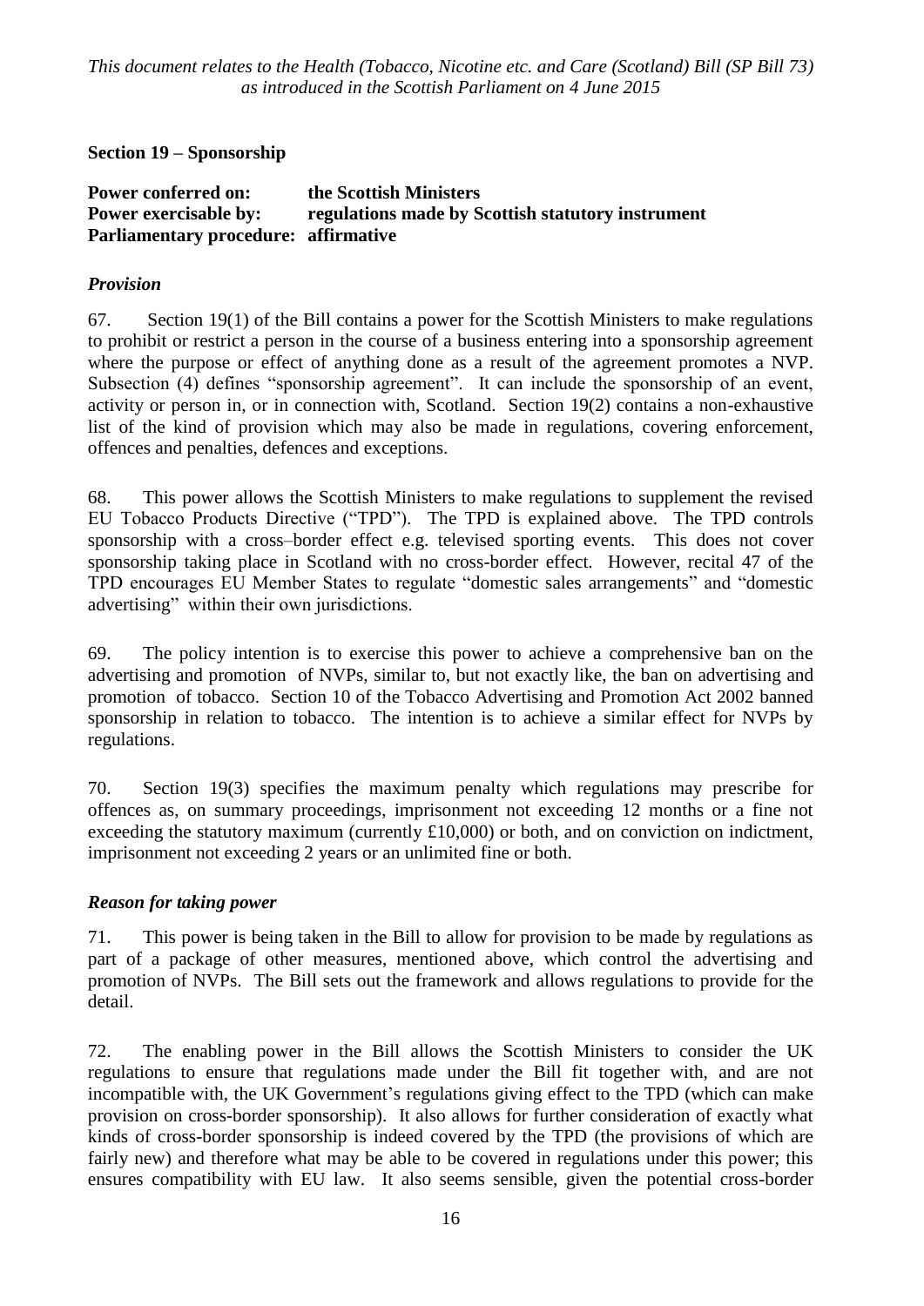**Section 19 – Sponsorship**

**Power conferred on:** **the Scottish Ministers**
**Power exercisable by:** **regulations made by Scottish statutory instrument**
**Parliamentary procedure:** **affirmative**

### *Provision*

67. Section 19(1) of the Bill contains a power for the Scottish Ministers to make regulations to prohibit or restrict a person in the course of a business entering into a sponsorship agreement where the purpose or effect of anything done as a result of the agreement promotes a NVP. Subsection (4) defines "sponsorship agreement". It can include the sponsorship of an event, activity or person in, or in connection with, Scotland. Section 19(2) contains a non-exhaustive list of the kind of provision which may also be made in regulations, covering enforcement, offences and penalties, defences and exceptions.

68. This power allows the Scottish Ministers to make regulations to supplement the revised EU Tobacco Products Directive ("TPD"). The TPD is explained above. The TPD controls sponsorship with a cross–border effect e.g. televised sporting events. This does not cover sponsorship taking place in Scotland with no cross-border effect. However, recital 47 of the TPD encourages EU Member States to regulate "domestic sales arrangements" and "domestic advertising" within their own jurisdictions.

69. The policy intention is to exercise this power to achieve a comprehensive ban on the advertising and promotion of NVPs, similar to, but not exactly like, the ban on advertising and promotion of tobacco. Section 10 of the Tobacco Advertising and Promotion Act 2002 banned sponsorship in relation to tobacco. The intention is to achieve a similar effect for NVPs by regulations.

70. Section 19(3) specifies the maximum penalty which regulations may prescribe for offences as, on summary proceedings, imprisonment not exceeding 12 months or a fine not exceeding the statutory maximum (currently £10,000) or both, and on conviction on indictment, imprisonment not exceeding 2 years or an unlimited fine or both.

### *Reason for taking power*

71. This power is being taken in the Bill to allow for provision to be made by regulations as part of a package of other measures, mentioned above, which control the advertising and promotion of NVPs. The Bill sets out the framework and allows regulations to provide for the detail.

72. The enabling power in the Bill allows the Scottish Ministers to consider the UK regulations to ensure that regulations made under the Bill fit together with, and are not incompatible with, the UK Government's regulations giving effect to the TPD (which can make provision on cross-border sponsorship). It also allows for further consideration of exactly what kinds of cross-border sponsorship is indeed covered by the TPD (the provisions of which are fairly new) and therefore what may be able to be covered in regulations under this power; this ensures compatibility with EU law. It also seems sensible, given the potential cross-border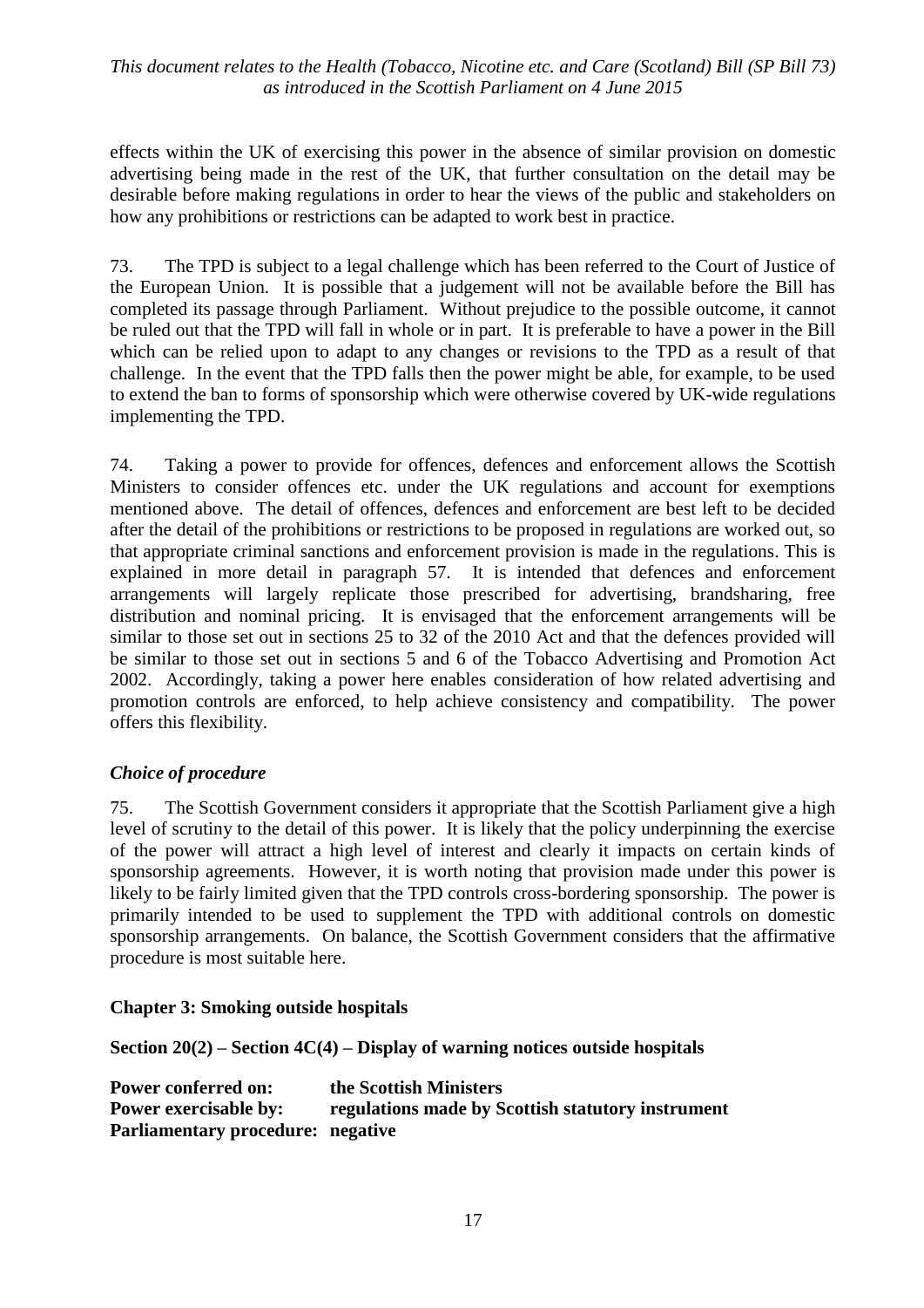effects within the UK of exercising this power in the absence of similar provision on domestic advertising being made in the rest of the UK, that further consultation on the detail may be desirable before making regulations in order to hear the views of the public and stakeholders on how any prohibitions or restrictions can be adapted to work best in practice.

73. The TPD is subject to a legal challenge which has been referred to the Court of Justice of the European Union. It is possible that a judgement will not be available before the Bill has completed its passage through Parliament. Without prejudice to the possible outcome, it cannot be ruled out that the TPD will fall in whole or in part. It is preferable to have a power in the Bill which can be relied upon to adapt to any changes or revisions to the TPD as a result of that challenge. In the event that the TPD falls then the power might be able, for example, to be used to extend the ban to forms of sponsorship which were otherwise covered by UK-wide regulations implementing the TPD.

74. Taking a power to provide for offences, defences and enforcement allows the Scottish Ministers to consider offences etc. under the UK regulations and account for exemptions mentioned above. The detail of offences, defences and enforcement are best left to be decided after the detail of the prohibitions or restrictions to be proposed in regulations are worked out, so that appropriate criminal sanctions and enforcement provision is made in the regulations. This is explained in more detail in paragraph 57. It is intended that defences and enforcement arrangements will largely replicate those prescribed for advertising, brandsharing, free distribution and nominal pricing. It is envisaged that the enforcement arrangements will be similar to those set out in sections 25 to 32 of the 2010 Act and that the defences provided will be similar to those set out in sections 5 and 6 of the Tobacco Advertising and Promotion Act 2002. Accordingly, taking a power here enables consideration of how related advertising and promotion controls are enforced, to help achieve consistency and compatibility. The power offers this flexibility.

### *Choice of procedure*

75. The Scottish Government considers it appropriate that the Scottish Parliament give a high level of scrutiny to the detail of this power. It is likely that the policy underpinning the exercise of the power will attract a high level of interest and clearly it impacts on certain kinds of sponsorship agreements. However, it is worth noting that provision made under this power is likely to be fairly limited given that the TPD controls cross-bordering sponsorship. The power is primarily intended to be used to supplement the TPD with additional controls on domestic sponsorship arrangements. On balance, the Scottish Government considers that the affirmative procedure is most suitable here.

## Chapter 3: Smoking outside hospitals

### Section 20(2) – Section 4C(4) – Display of warning notices outside hospitals

**Power conferred on:** **the Scottish Ministers**
**Power exercisable by:** **regulations made by Scottish statutory instrument**
**Parliamentary procedure:** **negative**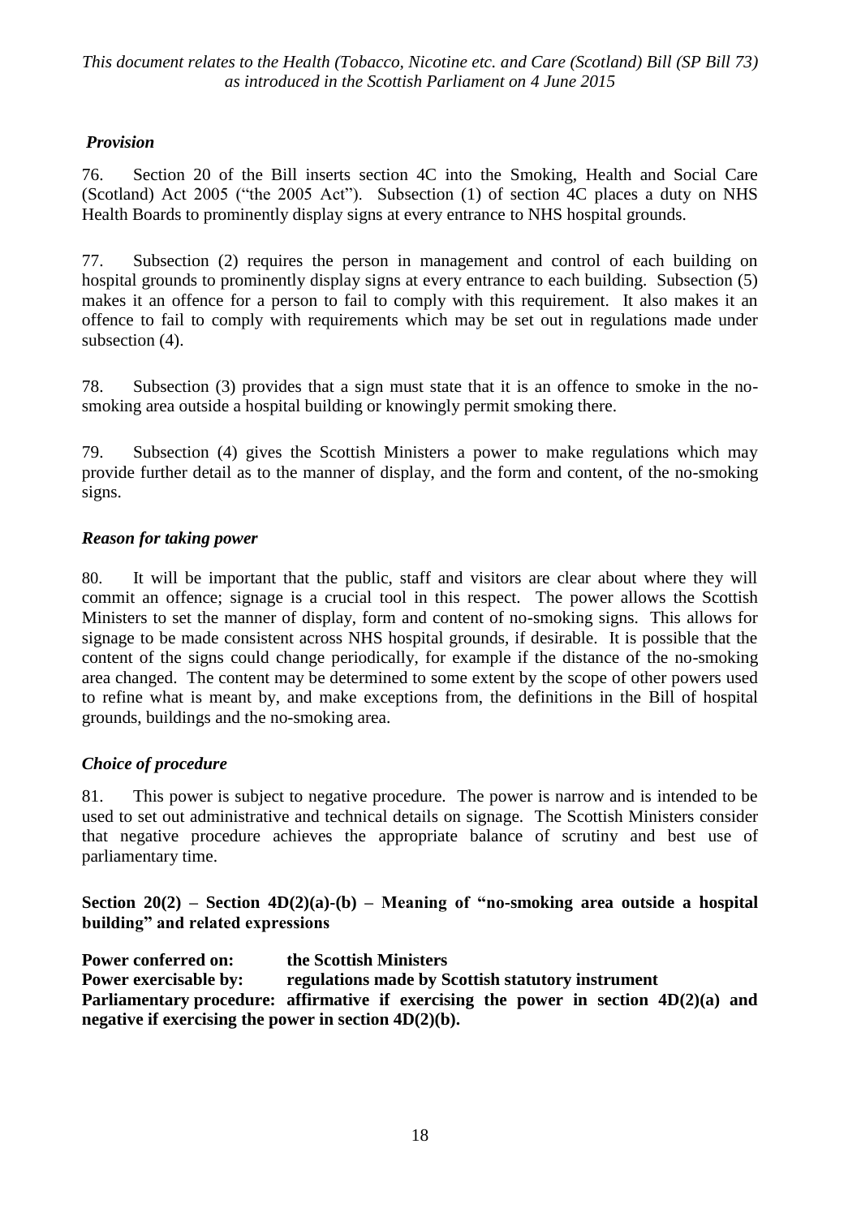*Provision*

76. Section 20 of the Bill inserts section 4C into the Smoking, Health and Social Care (Scotland) Act 2005 ("the 2005 Act"). Subsection (1) of section 4C places a duty on NHS Health Boards to prominently display signs at every entrance to NHS hospital grounds.

77. Subsection (2) requires the person in management and control of each building on hospital grounds to prominently display signs at every entrance to each building. Subsection (5) makes it an offence for a person to fail to comply with this requirement. It also makes it an offence to fail to comply with requirements which may be set out in regulations made under subsection (4).

78. Subsection (3) provides that a sign must state that it is an offence to smoke in the no-smoking area outside a hospital building or knowingly permit smoking there.

79. Subsection (4) gives the Scottish Ministers a power to make regulations which may provide further detail as to the manner of display, and the form and content, of the no-smoking signs.

*Reason for taking power*

80. It will be important that the public, staff and visitors are clear about where they will commit an offence; signage is a crucial tool in this respect. The power allows the Scottish Ministers to set the manner of display, form and content of no-smoking signs. This allows for signage to be made consistent across NHS hospital grounds, if desirable. It is possible that the content of the signs could change periodically, for example if the distance of the no-smoking area changed. The content may be determined to some extent by the scope of other powers used to refine what is meant by, and make exceptions from, the definitions in the Bill of hospital grounds, buildings and the no-smoking area.

*Choice of procedure*

81. This power is subject to negative procedure. The power is narrow and is intended to be used to set out administrative and technical details on signage. The Scottish Ministers consider that negative procedure achieves the appropriate balance of scrutiny and best use of parliamentary time.

**Section 20(2) – Section 4D(2)(a)-(b) – Meaning of "no-smoking area outside a hospital building" and related expressions**

**Power conferred on:** **the Scottish Ministers**
**Power exercisable by:** **regulations made by Scottish statutory instrument**
**Parliamentary procedure: affirmative if exercising the power in section 4D(2)(a) and negative if exercising the power in section 4D(2)(b).**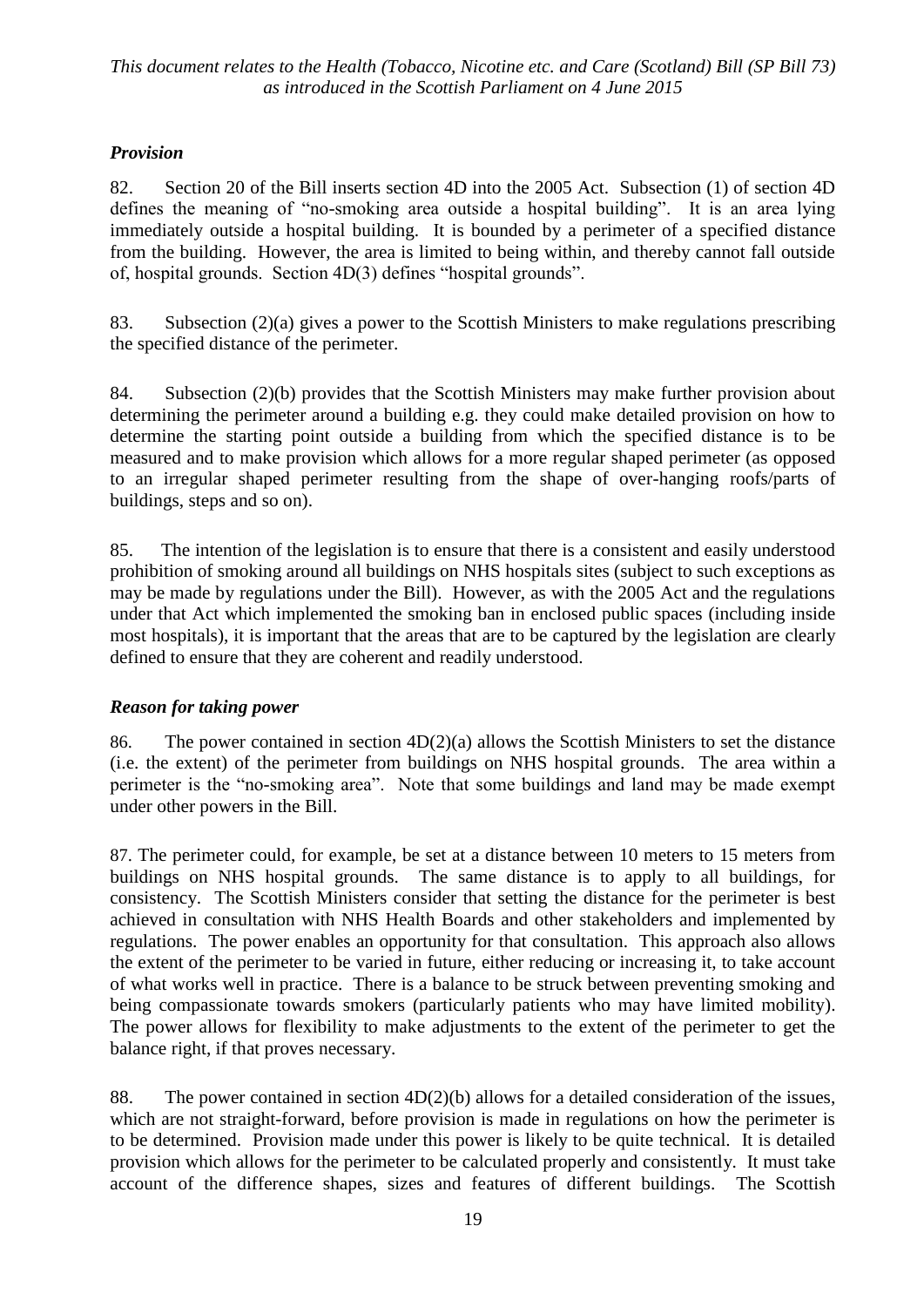### *Provision*

82. Section 20 of the Bill inserts section 4D into the 2005 Act. Subsection (1) of section 4D defines the meaning of "no-smoking area outside a hospital building". It is an area lying immediately outside a hospital building. It is bounded by a perimeter of a specified distance from the building. However, the area is limited to being within, and thereby cannot fall outside of, hospital grounds. Section 4D(3) defines "hospital grounds".

83. Subsection (2)(a) gives a power to the Scottish Ministers to make regulations prescribing the specified distance of the perimeter.

84. Subsection (2)(b) provides that the Scottish Ministers may make further provision about determining the perimeter around a building e.g. they could make detailed provision on how to determine the starting point outside a building from which the specified distance is to be measured and to make provision which allows for a more regular shaped perimeter (as opposed to an irregular shaped perimeter resulting from the shape of over-hanging roofs/parts of buildings, steps and so on).

85. The intention of the legislation is to ensure that there is a consistent and easily understood prohibition of smoking around all buildings on NHS hospitals sites (subject to such exceptions as may be made by regulations under the Bill). However, as with the 2005 Act and the regulations under that Act which implemented the smoking ban in enclosed public spaces (including inside most hospitals), it is important that the areas that are to be captured by the legislation are clearly defined to ensure that they are coherent and readily understood.

### *Reason for taking power*

86. The power contained in section 4D(2)(a) allows the Scottish Ministers to set the distance (i.e. the extent) of the perimeter from buildings on NHS hospital grounds. The area within a perimeter is the "no-smoking area". Note that some buildings and land may be made exempt under other powers in the Bill.

87. The perimeter could, for example, be set at a distance between 10 meters to 15 meters from buildings on NHS hospital grounds. The same distance is to apply to all buildings, for consistency. The Scottish Ministers consider that setting the distance for the perimeter is best achieved in consultation with NHS Health Boards and other stakeholders and implemented by regulations. The power enables an opportunity for that consultation. This approach also allows the extent of the perimeter to be varied in future, either reducing or increasing it, to take account of what works well in practice. There is a balance to be struck between preventing smoking and being compassionate towards smokers (particularly patients who may have limited mobility). The power allows for flexibility to make adjustments to the extent of the perimeter to get the balance right, if that proves necessary.

88. The power contained in section 4D(2)(b) allows for a detailed consideration of the issues, which are not straight-forward, before provision is made in regulations on how the perimeter is to be determined. Provision made under this power is likely to be quite technical. It is detailed provision which allows for the perimeter to be calculated properly and consistently. It must take account of the difference shapes, sizes and features of different buildings. The Scottish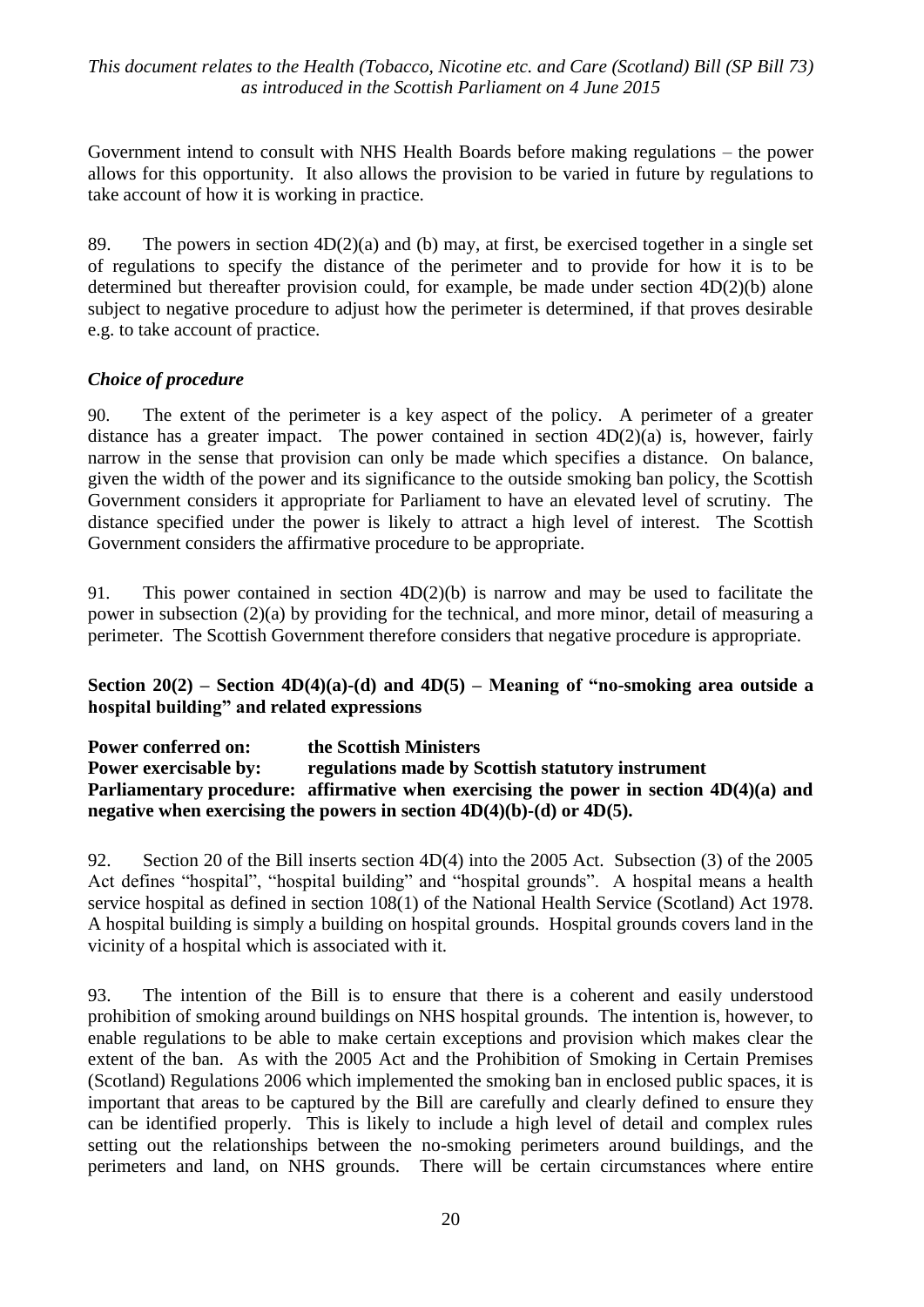Government intend to consult with NHS Health Boards before making regulations – the power allows for this opportunity. It also allows the provision to be varied in future by regulations to take account of how it is working in practice.

89. The powers in section 4D(2)(a) and (b) may, at first, be exercised together in a single set of regulations to specify the distance of the perimeter and to provide for how it is to be determined but thereafter provision could, for example, be made under section 4D(2)(b) alone subject to negative procedure to adjust how the perimeter is determined, if that proves desirable e.g. to take account of practice.

### *Choice of procedure*

90. The extent of the perimeter is a key aspect of the policy. A perimeter of a greater distance has a greater impact. The power contained in section 4D(2)(a) is, however, fairly narrow in the sense that provision can only be made which specifies a distance. On balance, given the width of the power and its significance to the outside smoking ban policy, the Scottish Government considers it appropriate for Parliament to have an elevated level of scrutiny. The distance specified under the power is likely to attract a high level of interest. The Scottish Government considers the affirmative procedure to be appropriate.

91. This power contained in section 4D(2)(b) is narrow and may be used to facilitate the power in subsection (2)(a) by providing for the technical, and more minor, detail of measuring a perimeter. The Scottish Government therefore considers that negative procedure is appropriate.

### Section 20(2) – Section 4D(4)(a)-(d) and 4D(5) – Meaning of "no-smoking area outside a hospital building" and related expressions

**Power conferred on:** **the Scottish Ministers**
**Power exercisable by:** **regulations made by Scottish statutory instrument**
**Parliamentary procedure:** **affirmative when exercising the power in section 4D(4)(a) and negative when exercising the powers in section 4D(4)(b)-(d) or 4D(5).**

92. Section 20 of the Bill inserts section 4D(4) into the 2005 Act. Subsection (3) of the 2005 Act defines "hospital", "hospital building" and "hospital grounds". A hospital means a health service hospital as defined in section 108(1) of the National Health Service (Scotland) Act 1978. A hospital building is simply a building on hospital grounds. Hospital grounds covers land in the vicinity of a hospital which is associated with it.

93. The intention of the Bill is to ensure that there is a coherent and easily understood prohibition of smoking around buildings on NHS hospital grounds. The intention is, however, to enable regulations to be able to make certain exceptions and provision which makes clear the extent of the ban. As with the 2005 Act and the Prohibition of Smoking in Certain Premises (Scotland) Regulations 2006 which implemented the smoking ban in enclosed public spaces, it is important that areas to be captured by the Bill are carefully and clearly defined to ensure they can be identified properly. This is likely to include a high level of detail and complex rules setting out the relationships between the no-smoking perimeters around buildings, and the perimeters and land, on NHS grounds. There will be certain circumstances where entire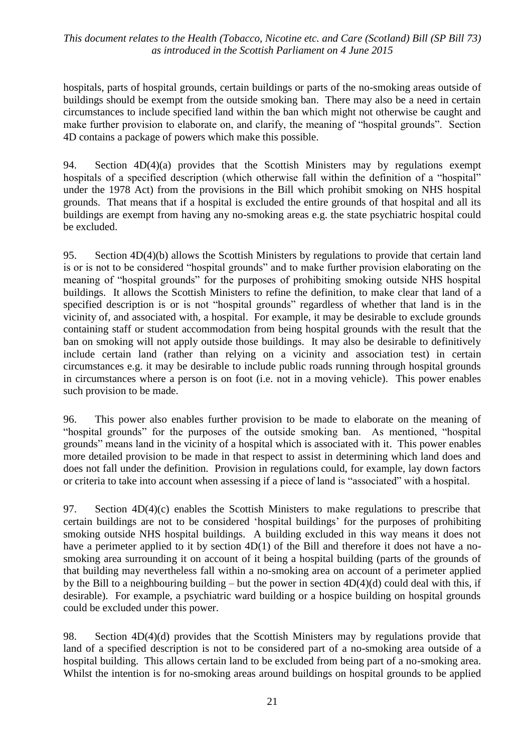hospitals, parts of hospital grounds, certain buildings or parts of the no-smoking areas outside of buildings should be exempt from the outside smoking ban. There may also be a need in certain circumstances to include specified land within the ban which might not otherwise be caught and make further provision to elaborate on, and clarify, the meaning of "hospital grounds". Section 4D contains a package of powers which make this possible.

94. Section 4D(4)(a) provides that the Scottish Ministers may by regulations exempt hospitals of a specified description (which otherwise fall within the definition of a "hospital" under the 1978 Act) from the provisions in the Bill which prohibit smoking on NHS hospital grounds. That means that if a hospital is excluded the entire grounds of that hospital and all its buildings are exempt from having any no-smoking areas e.g. the state psychiatric hospital could be excluded.

95. Section 4D(4)(b) allows the Scottish Ministers by regulations to provide that certain land is or is not to be considered "hospital grounds" and to make further provision elaborating on the meaning of "hospital grounds" for the purposes of prohibiting smoking outside NHS hospital buildings. It allows the Scottish Ministers to refine the definition, to make clear that land of a specified description is or is not "hospital grounds" regardless of whether that land is in the vicinity of, and associated with, a hospital. For example, it may be desirable to exclude grounds containing staff or student accommodation from being hospital grounds with the result that the ban on smoking will not apply outside those buildings. It may also be desirable to definitively include certain land (rather than relying on a vicinity and association test) in certain circumstances e.g. it may be desirable to include public roads running through hospital grounds in circumstances where a person is on foot (i.e. not in a moving vehicle). This power enables such provision to be made.

96. This power also enables further provision to be made to elaborate on the meaning of "hospital grounds" for the purposes of the outside smoking ban. As mentioned, "hospital grounds" means land in the vicinity of a hospital which is associated with it. This power enables more detailed provision to be made in that respect to assist in determining which land does and does not fall under the definition. Provision in regulations could, for example, lay down factors or criteria to take into account when assessing if a piece of land is "associated" with a hospital.

97. Section 4D(4)(c) enables the Scottish Ministers to make regulations to prescribe that certain buildings are not to be considered 'hospital buildings' for the purposes of prohibiting smoking outside NHS hospital buildings. A building excluded in this way means it does not have a perimeter applied to it by section 4D(1) of the Bill and therefore it does not have a no-smoking area surrounding it on account of it being a hospital building (parts of the grounds of that building may nevertheless fall within a no-smoking area on account of a perimeter applied by the Bill to a neighbouring building – but the power in section 4D(4)(d) could deal with this, if desirable). For example, a psychiatric ward building or a hospice building on hospital grounds could be excluded under this power.

98. Section 4D(4)(d) provides that the Scottish Ministers may by regulations provide that land of a specified description is not to be considered part of a no-smoking area outside of a hospital building. This allows certain land to be excluded from being part of a no-smoking area. Whilst the intention is for no-smoking areas around buildings on hospital grounds to be applied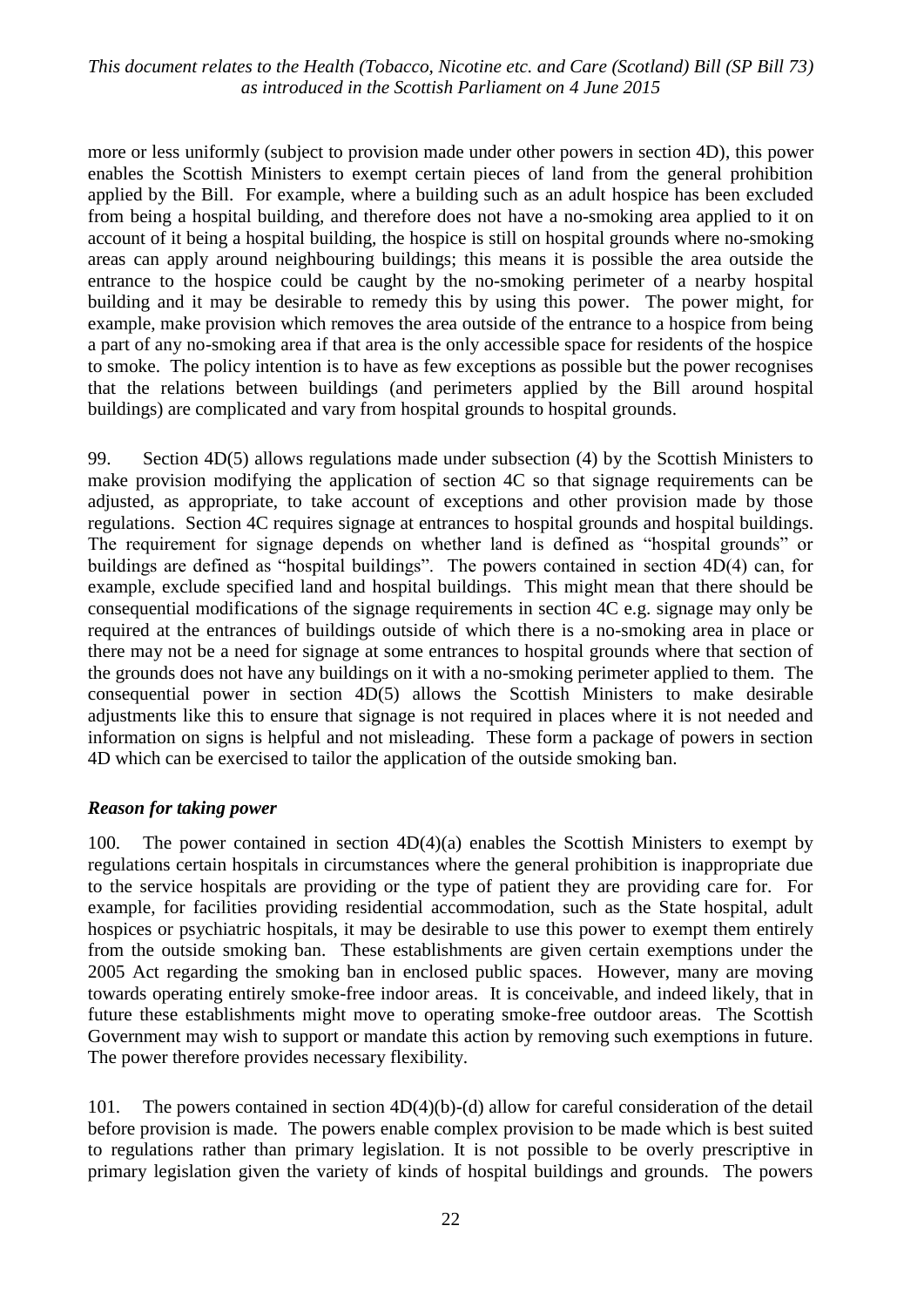more or less uniformly (subject to provision made under other powers in section 4D), this power enables the Scottish Ministers to exempt certain pieces of land from the general prohibition applied by the Bill. For example, where a building such as an adult hospice has been excluded from being a hospital building, and therefore does not have a no-smoking area applied to it on account of it being a hospital building, the hospice is still on hospital grounds where no-smoking areas can apply around neighbouring buildings; this means it is possible the area outside the entrance to the hospice could be caught by the no-smoking perimeter of a nearby hospital building and it may be desirable to remedy this by using this power. The power might, for example, make provision which removes the area outside of the entrance to a hospice from being a part of any no-smoking area if that area is the only accessible space for residents of the hospice to smoke. The policy intention is to have as few exceptions as possible but the power recognises that the relations between buildings (and perimeters applied by the Bill around hospital buildings) are complicated and vary from hospital grounds to hospital grounds.

99. Section 4D(5) allows regulations made under subsection (4) by the Scottish Ministers to make provision modifying the application of section 4C so that signage requirements can be adjusted, as appropriate, to take account of exceptions and other provision made by those regulations. Section 4C requires signage at entrances to hospital grounds and hospital buildings. The requirement for signage depends on whether land is defined as "hospital grounds" or buildings are defined as "hospital buildings". The powers contained in section 4D(4) can, for example, exclude specified land and hospital buildings. This might mean that there should be consequential modifications of the signage requirements in section 4C e.g. signage may only be required at the entrances of buildings outside of which there is a no-smoking area in place or there may not be a need for signage at some entrances to hospital grounds where that section of the grounds does not have any buildings on it with a no-smoking perimeter applied to them. The consequential power in section 4D(5) allows the Scottish Ministers to make desirable adjustments like this to ensure that signage is not required in places where it is not needed and information on signs is helpful and not misleading. These form a package of powers in section 4D which can be exercised to tailor the application of the outside smoking ban.

### *Reason for taking power*

100. The power contained in section 4D(4)(a) enables the Scottish Ministers to exempt by regulations certain hospitals in circumstances where the general prohibition is inappropriate due to the service hospitals are providing or the type of patient they are providing care for. For example, for facilities providing residential accommodation, such as the State hospital, adult hospices or psychiatric hospitals, it may be desirable to use this power to exempt them entirely from the outside smoking ban. These establishments are given certain exemptions under the 2005 Act regarding the smoking ban in enclosed public spaces. However, many are moving towards operating entirely smoke-free indoor areas. It is conceivable, and indeed likely, that in future these establishments might move to operating smoke-free outdoor areas. The Scottish Government may wish to support or mandate this action by removing such exemptions in future. The power therefore provides necessary flexibility.

101. The powers contained in section 4D(4)(b)-(d) allow for careful consideration of the detail before provision is made. The powers enable complex provision to be made which is best suited to regulations rather than primary legislation. It is not possible to be overly prescriptive in primary legislation given the variety of kinds of hospital buildings and grounds. The powers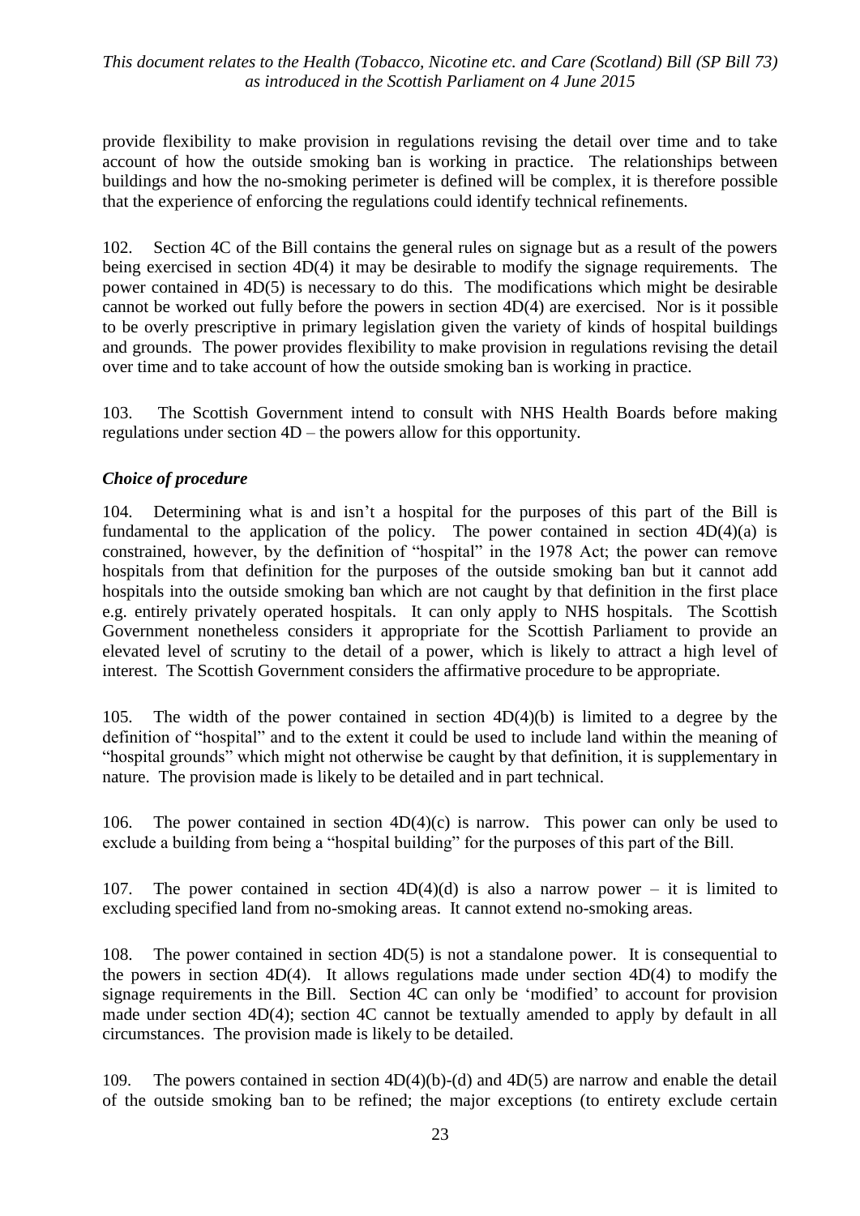provide flexibility to make provision in regulations revising the detail over time and to take account of how the outside smoking ban is working in practice. The relationships between buildings and how the no-smoking perimeter is defined will be complex, it is therefore possible that the experience of enforcing the regulations could identify technical refinements.

102. Section 4C of the Bill contains the general rules on signage but as a result of the powers being exercised in section 4D(4) it may be desirable to modify the signage requirements. The power contained in 4D(5) is necessary to do this. The modifications which might be desirable cannot be worked out fully before the powers in section 4D(4) are exercised. Nor is it possible to be overly prescriptive in primary legislation given the variety of kinds of hospital buildings and grounds. The power provides flexibility to make provision in regulations revising the detail over time and to take account of how the outside smoking ban is working in practice.

103. The Scottish Government intend to consult with NHS Health Boards before making regulations under section 4D – the powers allow for this opportunity.

### *Choice of procedure*

104. Determining what is and isn't a hospital for the purposes of this part of the Bill is fundamental to the application of the policy. The power contained in section 4D(4)(a) is constrained, however, by the definition of "hospital" in the 1978 Act; the power can remove hospitals from that definition for the purposes of the outside smoking ban but it cannot add hospitals into the outside smoking ban which are not caught by that definition in the first place e.g. entirely privately operated hospitals. It can only apply to NHS hospitals. The Scottish Government nonetheless considers it appropriate for the Scottish Parliament to provide an elevated level of scrutiny to the detail of a power, which is likely to attract a high level of interest. The Scottish Government considers the affirmative procedure to be appropriate.

105. The width of the power contained in section 4D(4)(b) is limited to a degree by the definition of "hospital" and to the extent it could be used to include land within the meaning of "hospital grounds" which might not otherwise be caught by that definition, it is supplementary in nature. The provision made is likely to be detailed and in part technical.

106. The power contained in section 4D(4)(c) is narrow. This power can only be used to exclude a building from being a "hospital building" for the purposes of this part of the Bill.

107. The power contained in section 4D(4)(d) is also a narrow power – it is limited to excluding specified land from no-smoking areas. It cannot extend no-smoking areas.

108. The power contained in section 4D(5) is not a standalone power. It is consequential to the powers in section 4D(4). It allows regulations made under section 4D(4) to modify the signage requirements in the Bill. Section 4C can only be 'modified' to account for provision made under section 4D(4); section 4C cannot be textually amended to apply by default in all circumstances. The provision made is likely to be detailed.

109. The powers contained in section 4D(4)(b)-(d) and 4D(5) are narrow and enable the detail of the outside smoking ban to be refined; the major exceptions (to entirety exclude certain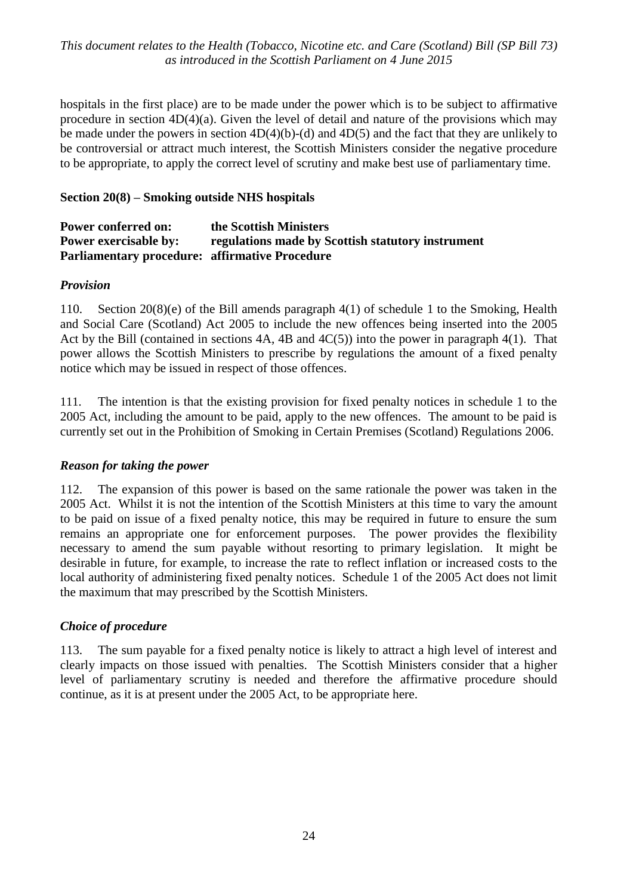hospitals in the first place) are to be made under the power which is to be subject to affirmative procedure in section 4D(4)(a). Given the level of detail and nature of the provisions which may be made under the powers in section 4D(4)(b)-(d) and 4D(5) and the fact that they are unlikely to be controversial or attract much interest, the Scottish Ministers consider the negative procedure to be appropriate, to apply the correct level of scrutiny and make best use of parliamentary time.

**Section 20(8) – Smoking outside NHS hospitals**

**Power conferred on:** **the Scottish Ministers**
**Power exercisable by:** **regulations made by Scottish statutory instrument**
**Parliamentary procedure:** **affirmative Procedure**

***Provision***

110. Section 20(8)(e) of the Bill amends paragraph 4(1) of schedule 1 to the Smoking, Health and Social Care (Scotland) Act 2005 to include the new offences being inserted into the 2005 Act by the Bill (contained in sections 4A, 4B and 4C(5)) into the power in paragraph 4(1). That power allows the Scottish Ministers to prescribe by regulations the amount of a fixed penalty notice which may be issued in respect of those offences.

111. The intention is that the existing provision for fixed penalty notices in schedule 1 to the 2005 Act, including the amount to be paid, apply to the new offences. The amount to be paid is currently set out in the Prohibition of Smoking in Certain Premises (Scotland) Regulations 2006.

***Reason for taking the power***

112. The expansion of this power is based on the same rationale the power was taken in the 2005 Act. Whilst it is not the intention of the Scottish Ministers at this time to vary the amount to be paid on issue of a fixed penalty notice, this may be required in future to ensure the sum remains an appropriate one for enforcement purposes. The power provides the flexibility necessary to amend the sum payable without resorting to primary legislation. It might be desirable in future, for example, to increase the rate to reflect inflation or increased costs to the local authority of administering fixed penalty notices. Schedule 1 of the 2005 Act does not limit the maximum that may prescribed by the Scottish Ministers.

***Choice of procedure***

113. The sum payable for a fixed penalty notice is likely to attract a high level of interest and clearly impacts on those issued with penalties. The Scottish Ministers consider that a higher level of parliamentary scrutiny is needed and therefore the affirmative procedure should continue, as it is at present under the 2005 Act, to be appropriate here.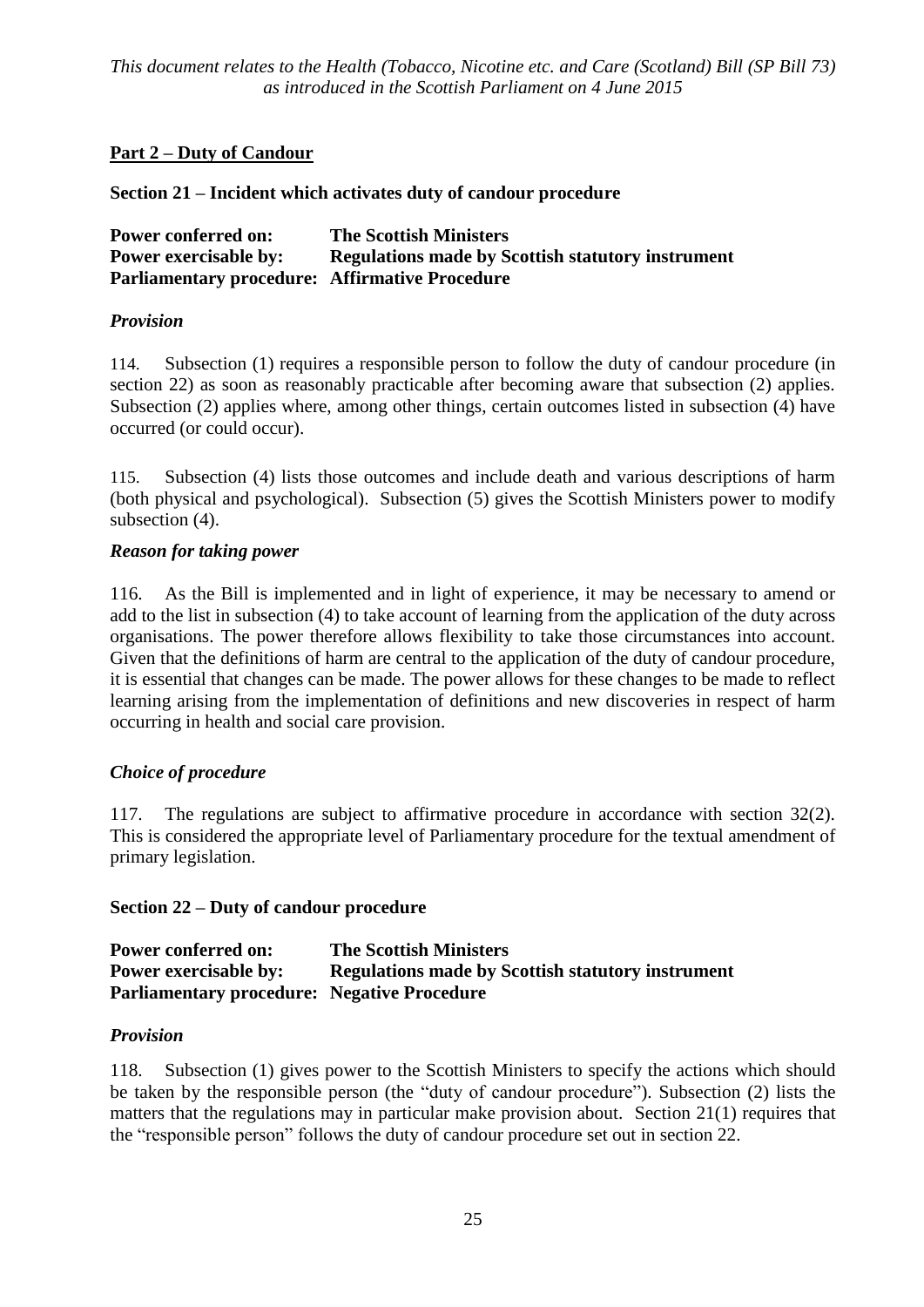## Part 2 – Duty of Candour

### Section 21 – Incident which activates duty of candour procedure

**Power conferred on:** **The Scottish Ministers**
**Power exercisable by:** **Regulations made by Scottish statutory instrument**
**Parliamentary procedure:** **Affirmative Procedure**

#### *Provision*

114. Subsection (1) requires a responsible person to follow the duty of candour procedure (in section 22) as soon as reasonably practicable after becoming aware that subsection (2) applies. Subsection (2) applies where, among other things, certain outcomes listed in subsection (4) have occurred (or could occur).

115. Subsection (4) lists those outcomes and include death and various descriptions of harm (both physical and psychological). Subsection (5) gives the Scottish Ministers power to modify subsection (4).

#### *Reason for taking power*

116. As the Bill is implemented and in light of experience, it may be necessary to amend or add to the list in subsection (4) to take account of learning from the application of the duty across organisations. The power therefore allows flexibility to take those circumstances into account. Given that the definitions of harm are central to the application of the duty of candour procedure, it is essential that changes can be made. The power allows for these changes to be made to reflect learning arising from the implementation of definitions and new discoveries in respect of harm occurring in health and social care provision.

#### *Choice of procedure*

117. The regulations are subject to affirmative procedure in accordance with section 32(2). This is considered the appropriate level of Parliamentary procedure for the textual amendment of primary legislation.

### Section 22 – Duty of candour procedure

**Power conferred on:** **The Scottish Ministers**
**Power exercisable by:** **Regulations made by Scottish statutory instrument**
**Parliamentary procedure:** **Negative Procedure**

#### *Provision*

118. Subsection (1) gives power to the Scottish Ministers to specify the actions which should be taken by the responsible person (the "duty of candour procedure"). Subsection (2) lists the matters that the regulations may in particular make provision about. Section 21(1) requires that the "responsible person" follows the duty of candour procedure set out in section 22.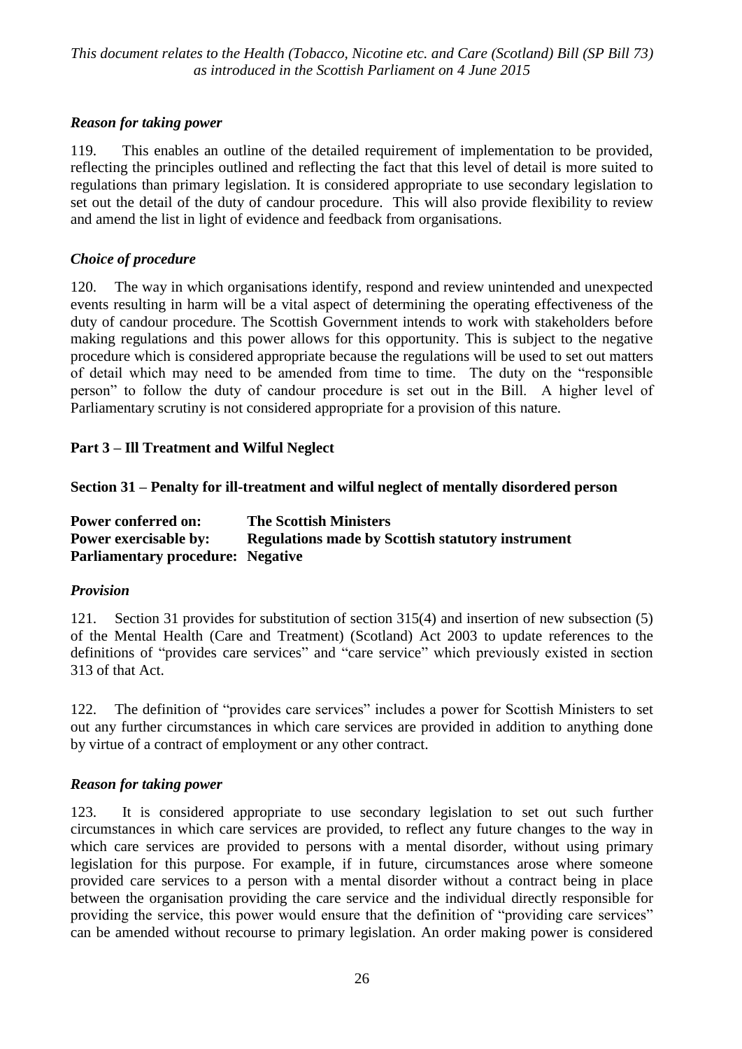### *Reason for taking power*

119. This enables an outline of the detailed requirement of implementation to be provided, reflecting the principles outlined and reflecting the fact that this level of detail is more suited to regulations than primary legislation. It is considered appropriate to use secondary legislation to set out the detail of the duty of candour procedure. This will also provide flexibility to review and amend the list in light of evidence and feedback from organisations.

### *Choice of procedure*

120. The way in which organisations identify, respond and review unintended and unexpected events resulting in harm will be a vital aspect of determining the operating effectiveness of the duty of candour procedure. The Scottish Government intends to work with stakeholders before making regulations and this power allows for this opportunity. This is subject to the negative procedure which is considered appropriate because the regulations will be used to set out matters of detail which may need to be amended from time to time. The duty on the "responsible person" to follow the duty of candour procedure is set out in the Bill. A higher level of Parliamentary scrutiny is not considered appropriate for a provision of this nature.

## **Part 3 – Ill Treatment and Wilful Neglect**

### **Section 31 – Penalty for ill-treatment and wilful neglect of mentally disordered person**

**Power conferred on:** **The Scottish Ministers**
**Power exercisable by:** **Regulations made by Scottish statutory instrument**
**Parliamentary procedure:** **Negative**

### *Provision*

121. Section 31 provides for substitution of section 315(4) and insertion of new subsection (5) of the Mental Health (Care and Treatment) (Scotland) Act 2003 to update references to the definitions of "provides care services" and "care service" which previously existed in section 313 of that Act.

122. The definition of "provides care services" includes a power for Scottish Ministers to set out any further circumstances in which care services are provided in addition to anything done by virtue of a contract of employment or any other contract.

### *Reason for taking power*

123. It is considered appropriate to use secondary legislation to set out such further circumstances in which care services are provided, to reflect any future changes to the way in which care services are provided to persons with a mental disorder, without using primary legislation for this purpose. For example, if in future, circumstances arose where someone provided care services to a person with a mental disorder without a contract being in place between the organisation providing the care service and the individual directly responsible for providing the service, this power would ensure that the definition of "providing care services" can be amended without recourse to primary legislation. An order making power is considered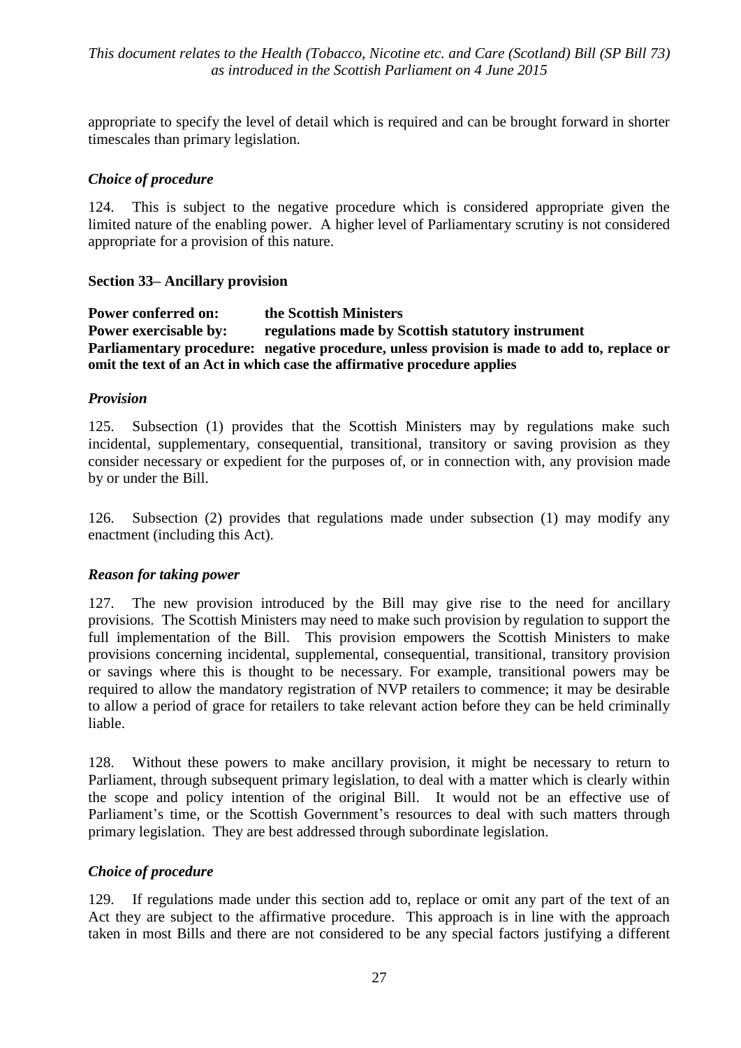appropriate to specify the level of detail which is required and can be brought forward in shorter timescales than primary legislation.

### *Choice of procedure*

124. This is subject to the negative procedure which is considered appropriate given the limited nature of the enabling power. A higher level of Parliamentary scrutiny is not considered appropriate for a provision of this nature.

### Section 33– Ancillary provision

**Power conferred on: the Scottish Ministers**
**Power exercisable by: regulations made by Scottish statutory instrument**
**Parliamentary procedure: negative procedure, unless provision is made to add to, replace or omit the text of an Act in which case the affirmative procedure applies**

### *Provision*

125. Subsection (1) provides that the Scottish Ministers may by regulations make such incidental, supplementary, consequential, transitional, transitory or saving provision as they consider necessary or expedient for the purposes of, or in connection with, any provision made by or under the Bill.

126. Subsection (2) provides that regulations made under subsection (1) may modify any enactment (including this Act).

### *Reason for taking power*

127. The new provision introduced by the Bill may give rise to the need for ancillary provisions. The Scottish Ministers may need to make such provision by regulation to support the full implementation of the Bill. This provision empowers the Scottish Ministers to make provisions concerning incidental, supplemental, consequential, transitional, transitory provision or savings where this is thought to be necessary. For example, transitional powers may be required to allow the mandatory registration of NVP retailers to commence; it may be desirable to allow a period of grace for retailers to take relevant action before they can be held criminally liable.

128. Without these powers to make ancillary provision, it might be necessary to return to Parliament, through subsequent primary legislation, to deal with a matter which is clearly within the scope and policy intention of the original Bill. It would not be an effective use of Parliament's time, or the Scottish Government's resources to deal with such matters through primary legislation. They are best addressed through subordinate legislation.

### *Choice of procedure*

129. If regulations made under this section add to, replace or omit any part of the text of an Act they are subject to the affirmative procedure. This approach is in line with the approach taken in most Bills and there are not considered to be any special factors justifying a different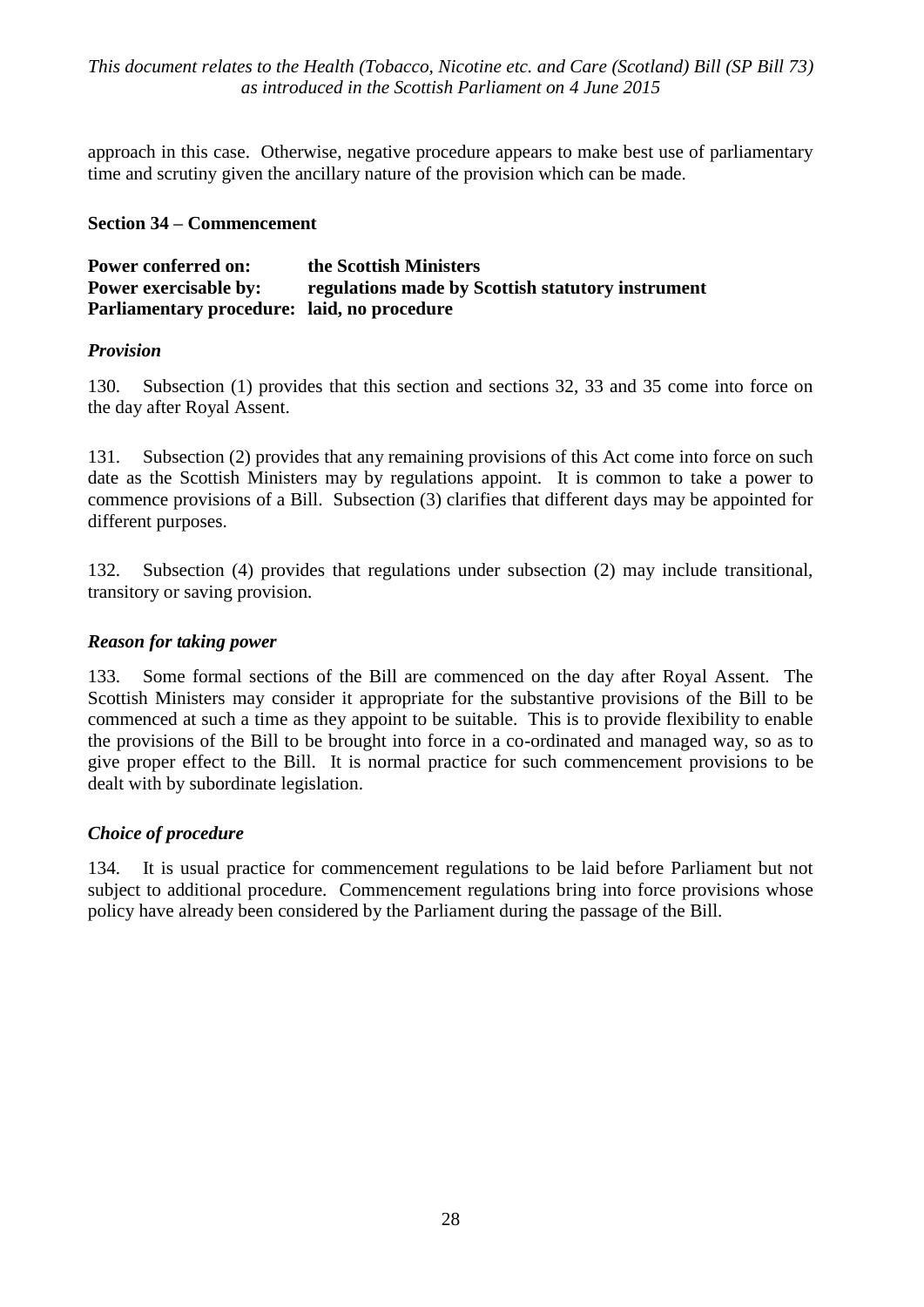approach in this case. Otherwise, negative procedure appears to make best use of parliamentary time and scrutiny given the ancillary nature of the provision which can be made.

**Section 34 – Commencement**

**Power conferred on:** the Scottish Ministers
**Power exercisable by:** regulations made by Scottish statutory instrument
**Parliamentary procedure:** laid, no procedure

*Provision*

130. Subsection (1) provides that this section and sections 32, 33 and 35 come into force on the day after Royal Assent.

131. Subsection (2) provides that any remaining provisions of this Act come into force on such date as the Scottish Ministers may by regulations appoint. It is common to take a power to commence provisions of a Bill. Subsection (3) clarifies that different days may be appointed for different purposes.

132. Subsection (4) provides that regulations under subsection (2) may include transitional, transitory or saving provision.

*Reason for taking power*

133. Some formal sections of the Bill are commenced on the day after Royal Assent. The Scottish Ministers may consider it appropriate for the substantive provisions of the Bill to be commenced at such a time as they appoint to be suitable. This is to provide flexibility to enable the provisions of the Bill to be brought into force in a co-ordinated and managed way, so as to give proper effect to the Bill. It is normal practice for such commencement provisions to be dealt with by subordinate legislation.

*Choice of procedure*

134. It is usual practice for commencement regulations to be laid before Parliament but not subject to additional procedure. Commencement regulations bring into force provisions whose policy have already been considered by the Parliament during the passage of the Bill.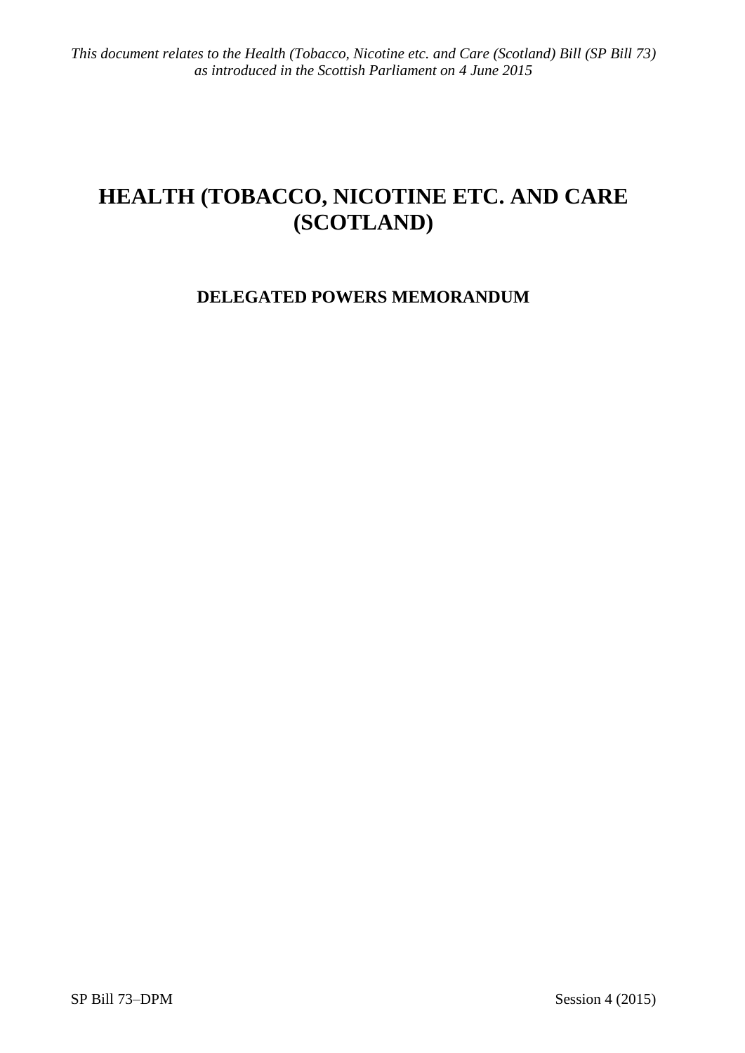*This document relates to the Health (Tobacco, Nicotine etc. and Care (Scotland) Bill (SP Bill 73) as introduced in the Scottish Parliament on 4 June 2015*

# HEALTH (TOBACCO, NICOTINE ETC. AND CARE (SCOTLAND)

## DELEGATED POWERS MEMORANDUM

SP Bill 73–DPM

Session 4 (2015)